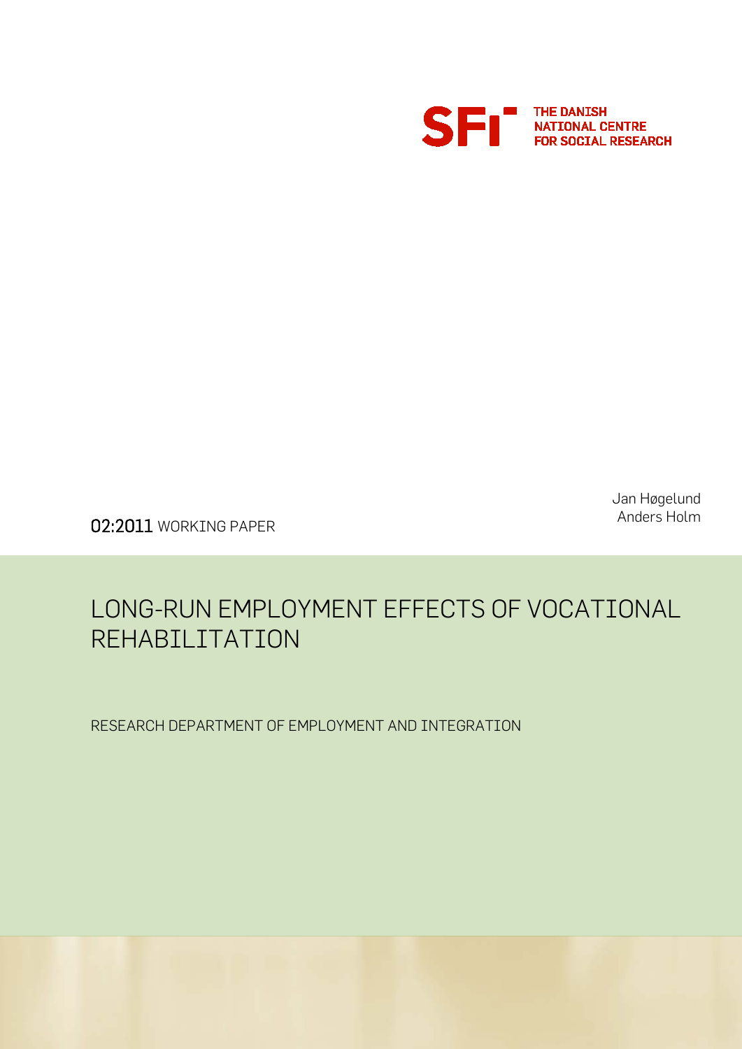SFI THE DANISH NATIONAL CENTRE FOR SOCIAL RESEARCH

Jan Høgelund
Anders Holm

02:2011 WORKING PAPER

# LONG-RUN EMPLOYMENT EFFECTS OF VOCATIONAL REHABILITATION

RESEARCH DEPARTMENT OF EMPLOYMENT AND INTEGRATION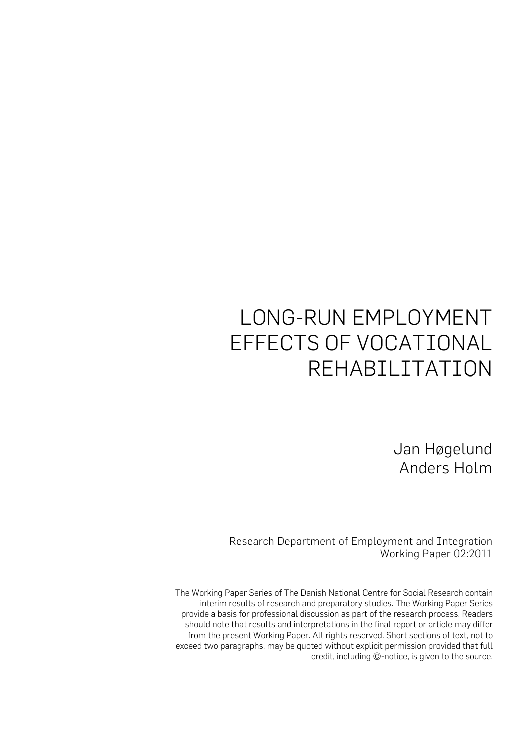# LONG-RUN EMPLOYMENT EFFECTS OF VOCATIONAL REHABILITATION

Jan Høgelund
Anders Holm

Research Department of Employment and Integration
Working Paper 02:2011

The Working Paper Series of The Danish National Centre for Social Research contain interim results of research and preparatory studies. The Working Paper Series provide a basis for professional discussion as part of the research process. Readers should note that results and interpretations in the final report or article may differ from the present Working Paper. All rights reserved. Short sections of text, not to exceed two paragraphs, may be quoted without explicit permission provided that full credit, including ©-notice, is given to the source.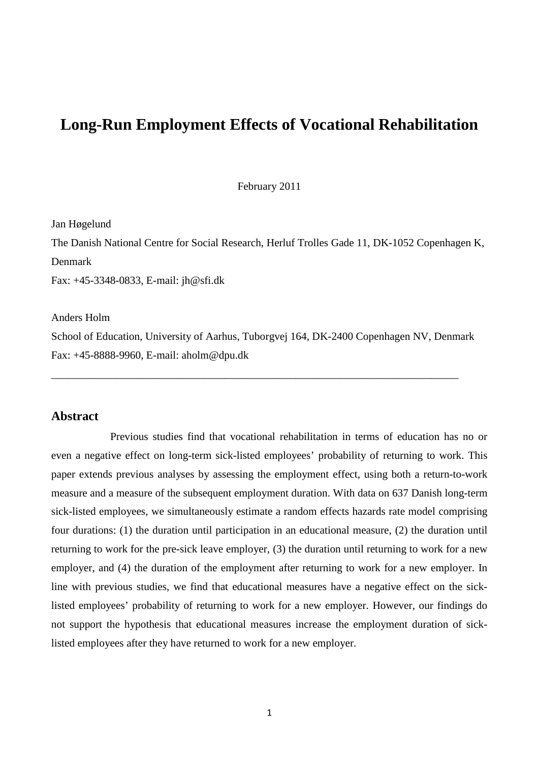# Long-Run Employment Effects of Vocational Rehabilitation

February 2011

Jan Høgelund

The Danish National Centre for Social Research, Herluf Trolles Gade 11, DK-1052 Copenhagen K, Denmark

Fax: +45-3348-0833, E-mail: jh@sfi.dk

Anders Holm

School of Education, University of Aarhus, Tuborgvej 164, DK-2400 Copenhagen NV, Denmark

Fax: +45-8888-9960, E-mail: aholm@dpu.dk

---

## Abstract

Previous studies find that vocational rehabilitation in terms of education has no or even a negative effect on long-term sick-listed employees' probability of returning to work. This paper extends previous analyses by assessing the employment effect, using both a return-to-work measure and a measure of the subsequent employment duration. With data on 637 Danish long-term sick-listed employees, we simultaneously estimate a random effects hazards rate model comprising four durations: (1) the duration until participation in an educational measure, (2) the duration until returning to work for the pre-sick leave employer, (3) the duration until returning to work for a new employer, and (4) the duration of the employment after returning to work for a new employer. In line with previous studies, we find that educational measures have a negative effect on the sick-listed employees' probability of returning to work for a new employer. However, our findings do not support the hypothesis that educational measures increase the employment duration of sick-listed employees after they have returned to work for a new employer.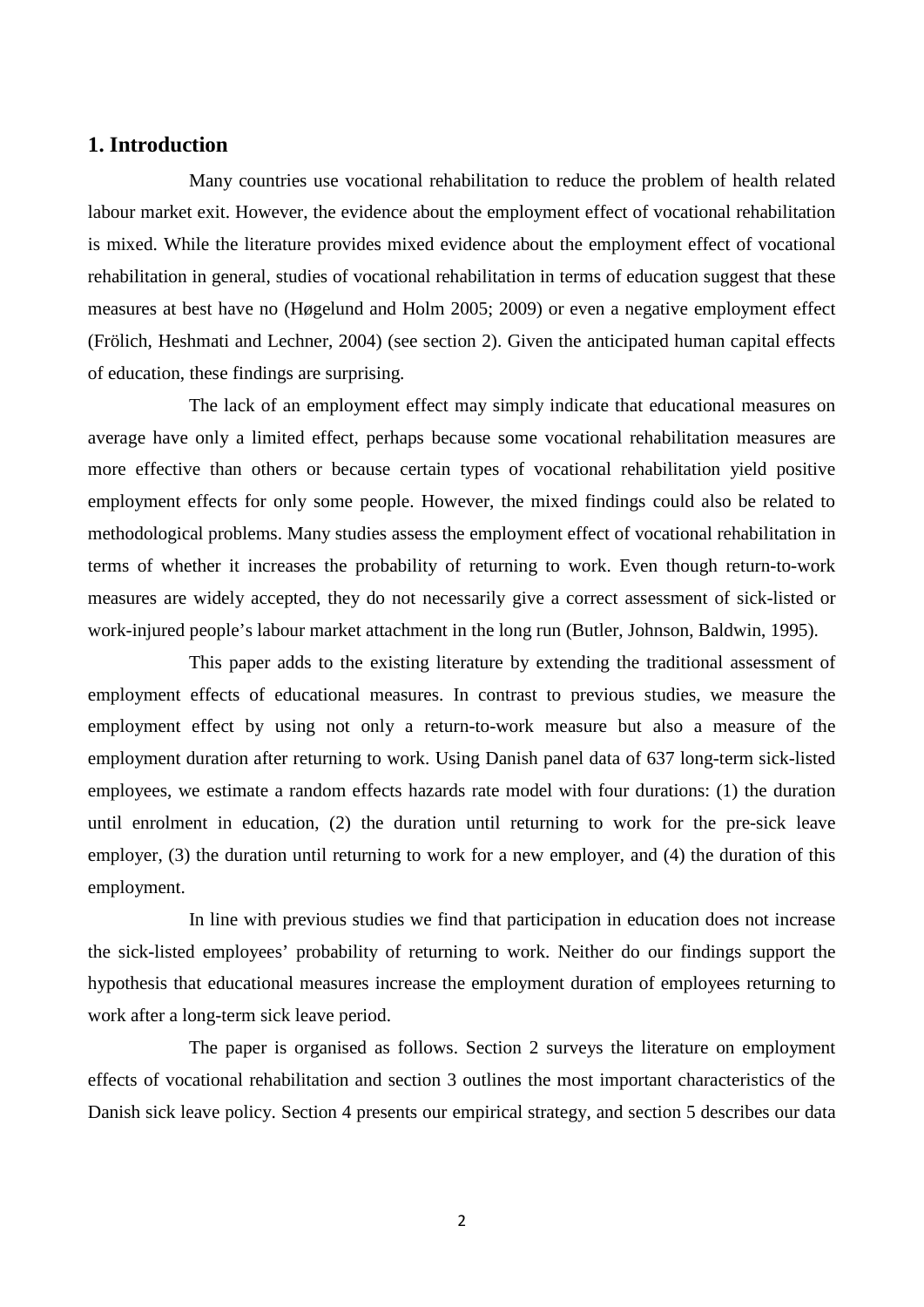## 1. Introduction

Many countries use vocational rehabilitation to reduce the problem of health related labour market exit. However, the evidence about the employment effect of vocational rehabilitation is mixed. While the literature provides mixed evidence about the employment effect of vocational rehabilitation in general, studies of vocational rehabilitation in terms of education suggest that these measures at best have no (Høgelund and Holm 2005; 2009) or even a negative employment effect (Frölich, Heshmati and Lechner, 2004) (see section 2). Given the anticipated human capital effects of education, these findings are surprising.

The lack of an employment effect may simply indicate that educational measures on average have only a limited effect, perhaps because some vocational rehabilitation measures are more effective than others or because certain types of vocational rehabilitation yield positive employment effects for only some people. However, the mixed findings could also be related to methodological problems. Many studies assess the employment effect of vocational rehabilitation in terms of whether it increases the probability of returning to work. Even though return-to-work measures are widely accepted, they do not necessarily give a correct assessment of sick-listed or work-injured people's labour market attachment in the long run (Butler, Johnson, Baldwin, 1995).

This paper adds to the existing literature by extending the traditional assessment of employment effects of educational measures. In contrast to previous studies, we measure the employment effect by using not only a return-to-work measure but also a measure of the employment duration after returning to work. Using Danish panel data of 637 long-term sick-listed employees, we estimate a random effects hazards rate model with four durations: (1) the duration until enrolment in education, (2) the duration until returning to work for the pre-sick leave employer, (3) the duration until returning to work for a new employer, and (4) the duration of this employment.

In line with previous studies we find that participation in education does not increase the sick-listed employees' probability of returning to work. Neither do our findings support the hypothesis that educational measures increase the employment duration of employees returning to work after a long-term sick leave period.

The paper is organised as follows. Section 2 surveys the literature on employment effects of vocational rehabilitation and section 3 outlines the most important characteristics of the Danish sick leave policy. Section 4 presents our empirical strategy, and section 5 describes our data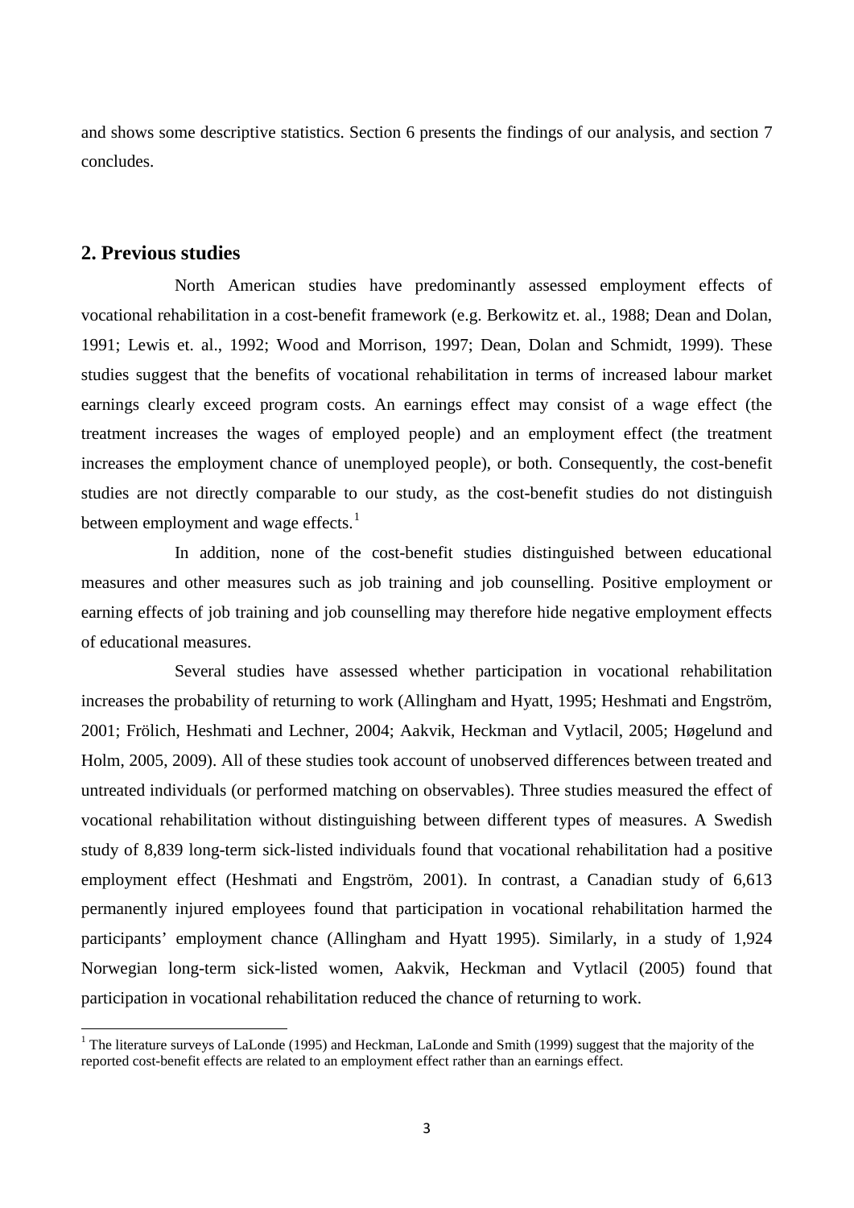and shows some descriptive statistics. Section 6 presents the findings of our analysis, and section 7 concludes.

## 2. Previous studies

North American studies have predominantly assessed employment effects of vocational rehabilitation in a cost-benefit framework (e.g. Berkowitz et. al., 1988; Dean and Dolan, 1991; Lewis et. al., 1992; Wood and Morrison, 1997; Dean, Dolan and Schmidt, 1999). These studies suggest that the benefits of vocational rehabilitation in terms of increased labour market earnings clearly exceed program costs. An earnings effect may consist of a wage effect (the treatment increases the wages of employed people) and an employment effect (the treatment increases the employment chance of unemployed people), or both. Consequently, the cost-benefit studies are not directly comparable to our study, as the cost-benefit studies do not distinguish between employment and wage effects.[1]

In addition, none of the cost-benefit studies distinguished between educational measures and other measures such as job training and job counselling. Positive employment or earning effects of job training and job counselling may therefore hide negative employment effects of educational measures.

Several studies have assessed whether participation in vocational rehabilitation increases the probability of returning to work (Allingham and Hyatt, 1995; Heshmati and Engström, 2001; Frölich, Heshmati and Lechner, 2004; Aakvik, Heckman and Vytlacil, 2005; Høgelund and Holm, 2005, 2009). All of these studies took account of unobserved differences between treated and untreated individuals (or performed matching on observables). Three studies measured the effect of vocational rehabilitation without distinguishing between different types of measures. A Swedish study of 8,839 long-term sick-listed individuals found that vocational rehabilitation had a positive employment effect (Heshmati and Engström, 2001). In contrast, a Canadian study of 6,613 permanently injured employees found that participation in vocational rehabilitation harmed the participants' employment chance (Allingham and Hyatt 1995). Similarly, in a study of 1,924 Norwegian long-term sick-listed women, Aakvik, Heckman and Vytlacil (2005) found that participation in vocational rehabilitation reduced the chance of returning to work.

[1] The literature surveys of LaLonde (1995) and Heckman, LaLonde and Smith (1999) suggest that the majority of the reported cost-benefit effects are related to an employment effect rather than an earnings effect.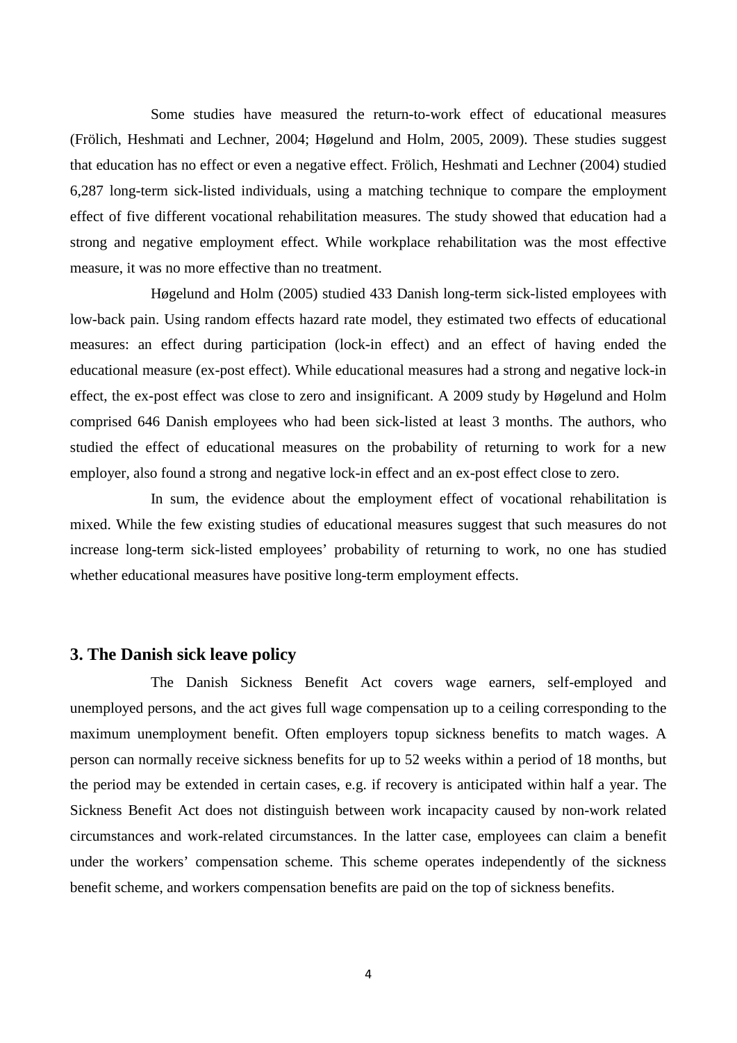Some studies have measured the return-to-work effect of educational measures (Frölich, Heshmati and Lechner, 2004; Høgelund and Holm, 2005, 2009). These studies suggest that education has no effect or even a negative effect. Frölich, Heshmati and Lechner (2004) studied 6,287 long-term sick-listed individuals, using a matching technique to compare the employment effect of five different vocational rehabilitation measures. The study showed that education had a strong and negative employment effect. While workplace rehabilitation was the most effective measure, it was no more effective than no treatment.

Høgelund and Holm (2005) studied 433 Danish long-term sick-listed employees with low-back pain. Using random effects hazard rate model, they estimated two effects of educational measures: an effect during participation (lock-in effect) and an effect of having ended the educational measure (ex-post effect). While educational measures had a strong and negative lock-in effect, the ex-post effect was close to zero and insignificant. A 2009 study by Høgelund and Holm comprised 646 Danish employees who had been sick-listed at least 3 months. The authors, who studied the effect of educational measures on the probability of returning to work for a new employer, also found a strong and negative lock-in effect and an ex-post effect close to zero.

In sum, the evidence about the employment effect of vocational rehabilitation is mixed. While the few existing studies of educational measures suggest that such measures do not increase long-term sick-listed employees' probability of returning to work, no one has studied whether educational measures have positive long-term employment effects.

## 3. The Danish sick leave policy

The Danish Sickness Benefit Act covers wage earners, self-employed and unemployed persons, and the act gives full wage compensation up to a ceiling corresponding to the maximum unemployment benefit. Often employers topup sickness benefits to match wages. A person can normally receive sickness benefits for up to 52 weeks within a period of 18 months, but the period may be extended in certain cases, e.g. if recovery is anticipated within half a year. The Sickness Benefit Act does not distinguish between work incapacity caused by non-work related circumstances and work-related circumstances. In the latter case, employees can claim a benefit under the workers' compensation scheme. This scheme operates independently of the sickness benefit scheme, and workers compensation benefits are paid on the top of sickness benefits.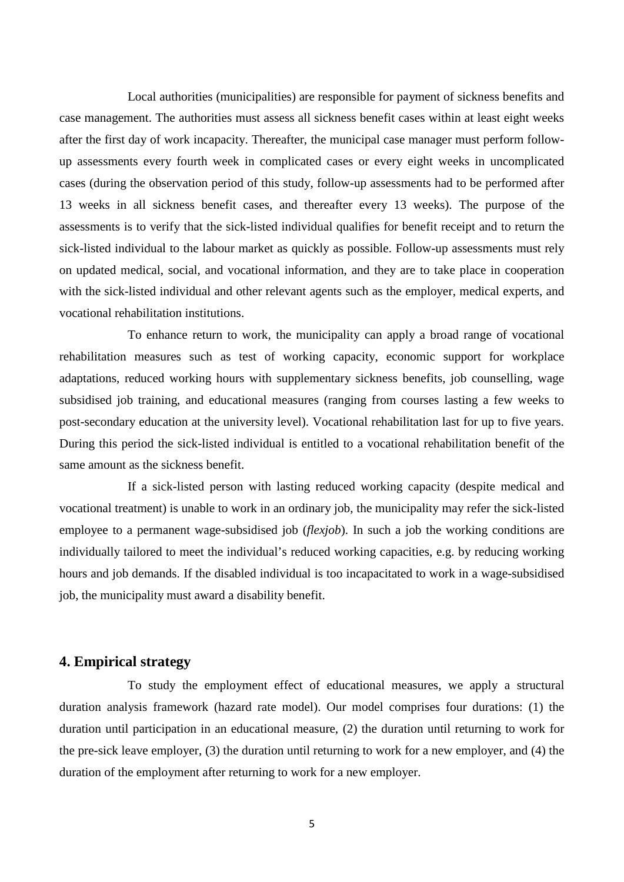Local authorities (municipalities) are responsible for payment of sickness benefits and case management. The authorities must assess all sickness benefit cases within at least eight weeks after the first day of work incapacity. Thereafter, the municipal case manager must perform follow-up assessments every fourth week in complicated cases or every eight weeks in uncomplicated cases (during the observation period of this study, follow-up assessments had to be performed after 13 weeks in all sickness benefit cases, and thereafter every 13 weeks). The purpose of the assessments is to verify that the sick-listed individual qualifies for benefit receipt and to return the sick-listed individual to the labour market as quickly as possible. Follow-up assessments must rely on updated medical, social, and vocational information, and they are to take place in cooperation with the sick-listed individual and other relevant agents such as the employer, medical experts, and vocational rehabilitation institutions.

To enhance return to work, the municipality can apply a broad range of vocational rehabilitation measures such as test of working capacity, economic support for workplace adaptations, reduced working hours with supplementary sickness benefits, job counselling, wage subsidised job training, and educational measures (ranging from courses lasting a few weeks to post-secondary education at the university level). Vocational rehabilitation last for up to five years. During this period the sick-listed individual is entitled to a vocational rehabilitation benefit of the same amount as the sickness benefit.

If a sick-listed person with lasting reduced working capacity (despite medical and vocational treatment) is unable to work in an ordinary job, the municipality may refer the sick-listed employee to a permanent wage-subsidised job (*flexjob*). In such a job the working conditions are individually tailored to meet the individual's reduced working capacities, e.g. by reducing working hours and job demands. If the disabled individual is too incapacitated to work in a wage-subsidised job, the municipality must award a disability benefit.

## 4. Empirical strategy

To study the employment effect of educational measures, we apply a structural duration analysis framework (hazard rate model). Our model comprises four durations: (1) the duration until participation in an educational measure, (2) the duration until returning to work for the pre-sick leave employer, (3) the duration until returning to work for a new employer, and (4) the duration of the employment after returning to work for a new employer.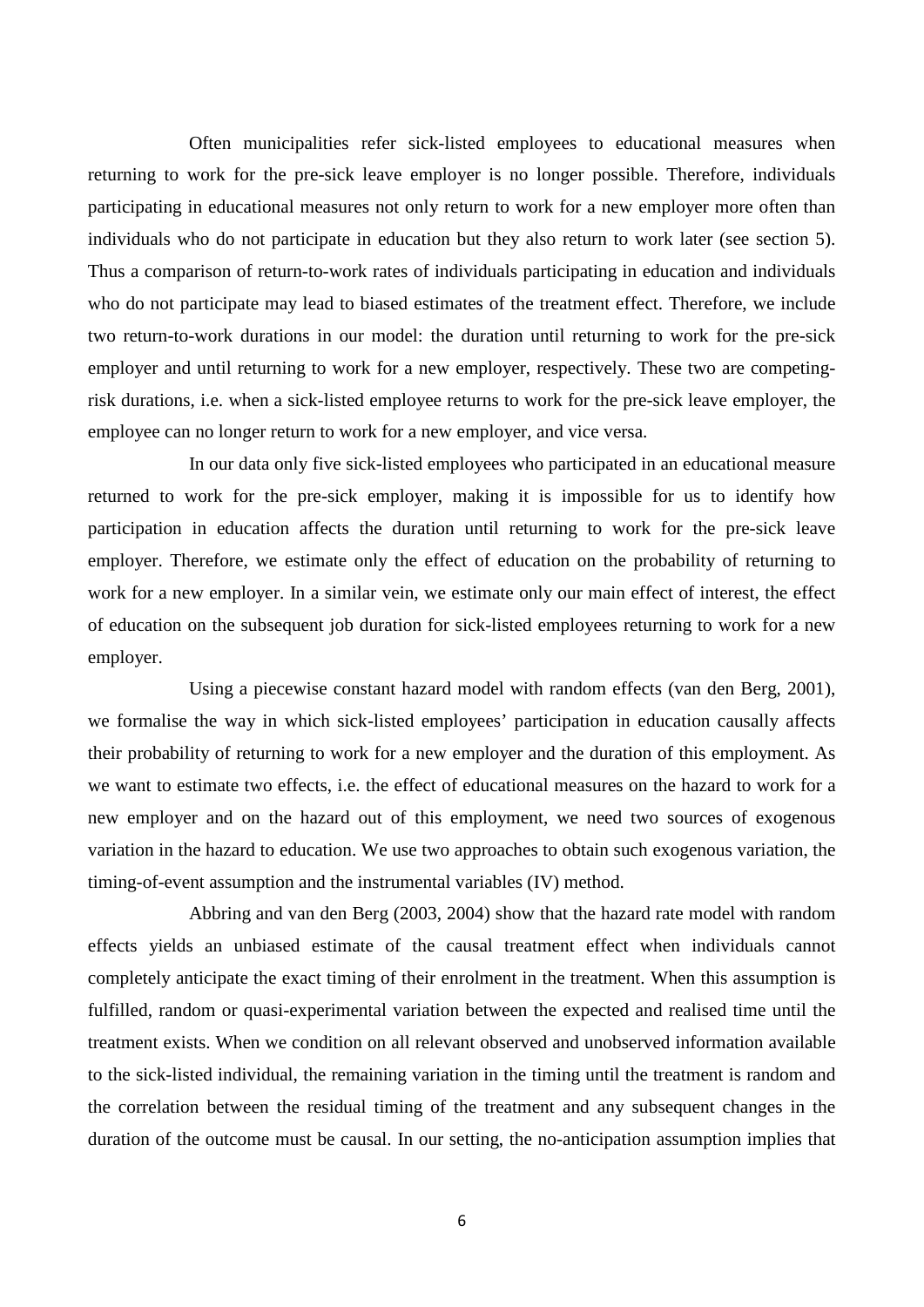Often municipalities refer sick-listed employees to educational measures when returning to work for the pre-sick leave employer is no longer possible. Therefore, individuals participating in educational measures not only return to work for a new employer more often than individuals who do not participate in education but they also return to work later (see section 5). Thus a comparison of return-to-work rates of individuals participating in education and individuals who do not participate may lead to biased estimates of the treatment effect. Therefore, we include two return-to-work durations in our model: the duration until returning to work for the pre-sick employer and until returning to work for a new employer, respectively. These two are competing-risk durations, i.e. when a sick-listed employee returns to work for the pre-sick leave employer, the employee can no longer return to work for a new employer, and vice versa.

In our data only five sick-listed employees who participated in an educational measure returned to work for the pre-sick employer, making it is impossible for us to identify how participation in education affects the duration until returning to work for the pre-sick leave employer. Therefore, we estimate only the effect of education on the probability of returning to work for a new employer. In a similar vein, we estimate only our main effect of interest, the effect of education on the subsequent job duration for sick-listed employees returning to work for a new employer.

Using a piecewise constant hazard model with random effects (van den Berg, 2001), we formalise the way in which sick-listed employees' participation in education causally affects their probability of returning to work for a new employer and the duration of this employment. As we want to estimate two effects, i.e. the effect of educational measures on the hazard to work for a new employer and on the hazard out of this employment, we need two sources of exogenous variation in the hazard to education. We use two approaches to obtain such exogenous variation, the timing-of-event assumption and the instrumental variables (IV) method.

Abbring and van den Berg (2003, 2004) show that the hazard rate model with random effects yields an unbiased estimate of the causal treatment effect when individuals cannot completely anticipate the exact timing of their enrolment in the treatment. When this assumption is fulfilled, random or quasi-experimental variation between the expected and realised time until the treatment exists. When we condition on all relevant observed and unobserved information available to the sick-listed individual, the remaining variation in the timing until the treatment is random and the correlation between the residual timing of the treatment and any subsequent changes in the duration of the outcome must be causal. In our setting, the no-anticipation assumption implies that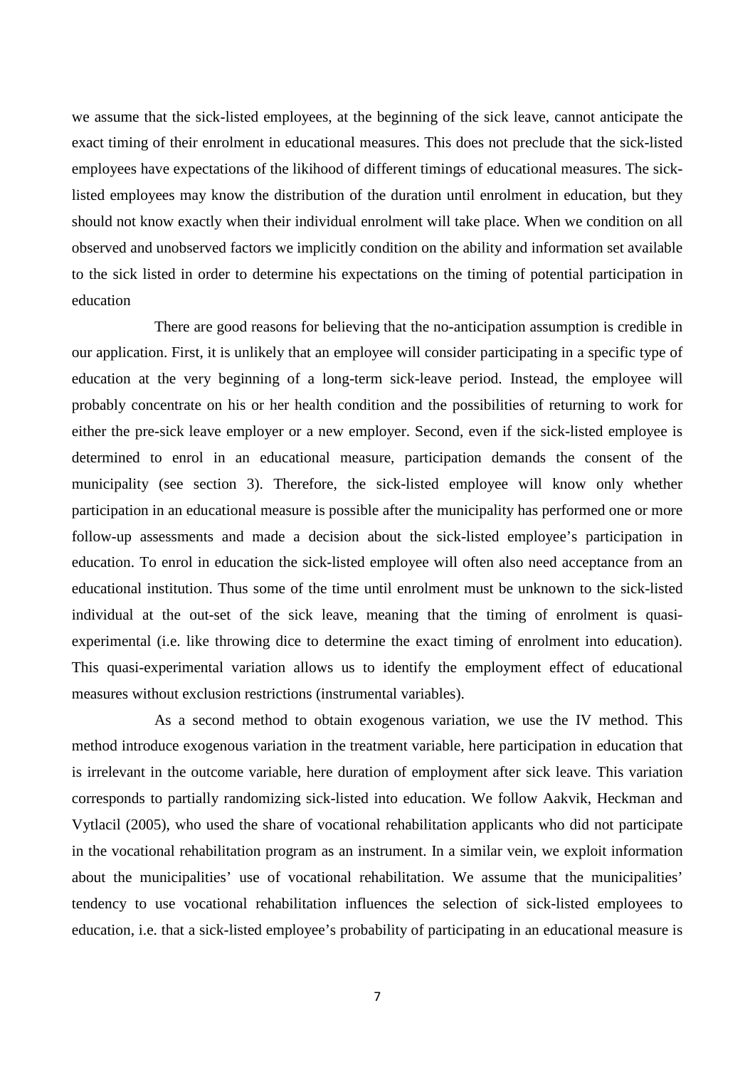we assume that the sick-listed employees, at the beginning of the sick leave, cannot anticipate the exact timing of their enrolment in educational measures. This does not preclude that the sick-listed employees have expectations of the likihood of different timings of educational measures. The sick-listed employees may know the distribution of the duration until enrolment in education, but they should not know exactly when their individual enrolment will take place. When we condition on all observed and unobserved factors we implicitly condition on the ability and information set available to the sick listed in order to determine his expectations on the timing of potential participation in education

There are good reasons for believing that the no-anticipation assumption is credible in our application. First, it is unlikely that an employee will consider participating in a specific type of education at the very beginning of a long-term sick-leave period. Instead, the employee will probably concentrate on his or her health condition and the possibilities of returning to work for either the pre-sick leave employer or a new employer. Second, even if the sick-listed employee is determined to enrol in an educational measure, participation demands the consent of the municipality (see section 3). Therefore, the sick-listed employee will know only whether participation in an educational measure is possible after the municipality has performed one or more follow-up assessments and made a decision about the sick-listed employee's participation in education. To enrol in education the sick-listed employee will often also need acceptance from an educational institution. Thus some of the time until enrolment must be unknown to the sick-listed individual at the out-set of the sick leave, meaning that the timing of enrolment is quasi-experimental (i.e. like throwing dice to determine the exact timing of enrolment into education). This quasi-experimental variation allows us to identify the employment effect of educational measures without exclusion restrictions (instrumental variables).

As a second method to obtain exogenous variation, we use the IV method. This method introduce exogenous variation in the treatment variable, here participation in education that is irrelevant in the outcome variable, here duration of employment after sick leave. This variation corresponds to partially randomizing sick-listed into education. We follow Aakvik, Heckman and Vytlacil (2005), who used the share of vocational rehabilitation applicants who did not participate in the vocational rehabilitation program as an instrument. In a similar vein, we exploit information about the municipalities' use of vocational rehabilitation. We assume that the municipalities' tendency to use vocational rehabilitation influences the selection of sick-listed employees to education, i.e. that a sick-listed employee's probability of participating in an educational measure is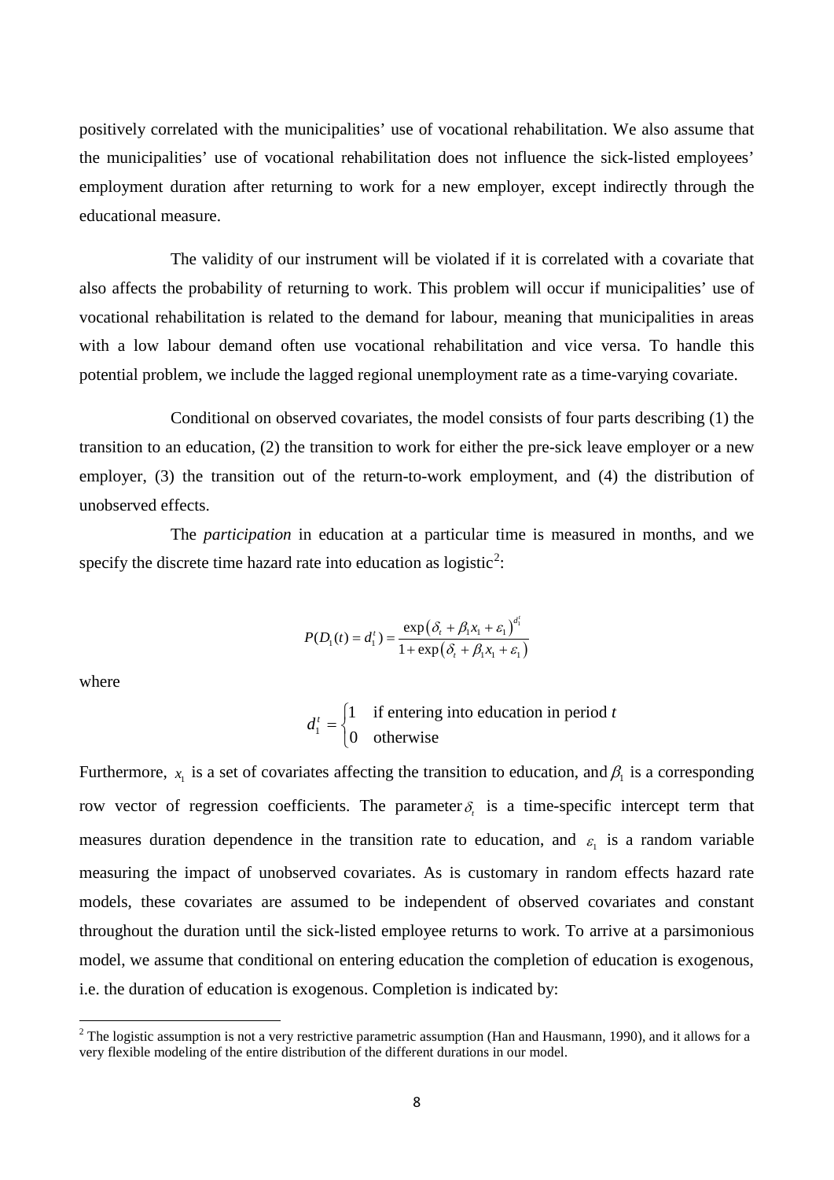positively correlated with the municipalities' use of vocational rehabilitation. We also assume that the municipalities' use of vocational rehabilitation does not influence the sick-listed employees' employment duration after returning to work for a new employer, except indirectly through the educational measure.

The validity of our instrument will be violated if it is correlated with a covariate that also affects the probability of returning to work. This problem will occur if municipalities' use of vocational rehabilitation is related to the demand for labour, meaning that municipalities in areas with a low labour demand often use vocational rehabilitation and vice versa. To handle this potential problem, we include the lagged regional unemployment rate as a time-varying covariate.

Conditional on observed covariates, the model consists of four parts describing (1) the transition to an education, (2) the transition to work for either the pre-sick leave employer or a new employer, (3) the transition out of the return-to-work employment, and (4) the distribution of unobserved effects.

The *participation* in education at a particular time is measured in months, and we specify the discrete time hazard rate into education as logistic[2]:

$$P(D_1(t) = d_1^t) = \frac{\exp\left(\delta_t + \beta_1 x_1 + \varepsilon_1\right)^{d_1^t}}{1 + \exp\left(\delta_t + \beta_1 x_1 + \varepsilon_1\right)}$$

where

$$d_1^t = \begin{cases} 1 & \text{if entering into education in period } t \\ 0 & \text{otherwise} \end{cases}$$

Furthermore, $x_1$ is a set of covariates affecting the transition to education, and $\beta_1$ is a corresponding row vector of regression coefficients. The parameter $\delta_t$ is a time-specific intercept term that measures duration dependence in the transition rate to education, and $\varepsilon_1$ is a random variable measuring the impact of unobserved covariates. As is customary in random effects hazard rate models, these covariates are assumed to be independent of observed covariates and constant throughout the duration until the sick-listed employee returns to work. To arrive at a parsimonious model, we assume that conditional on entering education the completion of education is exogenous, i.e. the duration of education is exogenous. Completion is indicated by:

[2] The logistic assumption is not a very restrictive parametric assumption (Han and Hausmann, 1990), and it allows for a very flexible modeling of the entire distribution of the different durations in our model.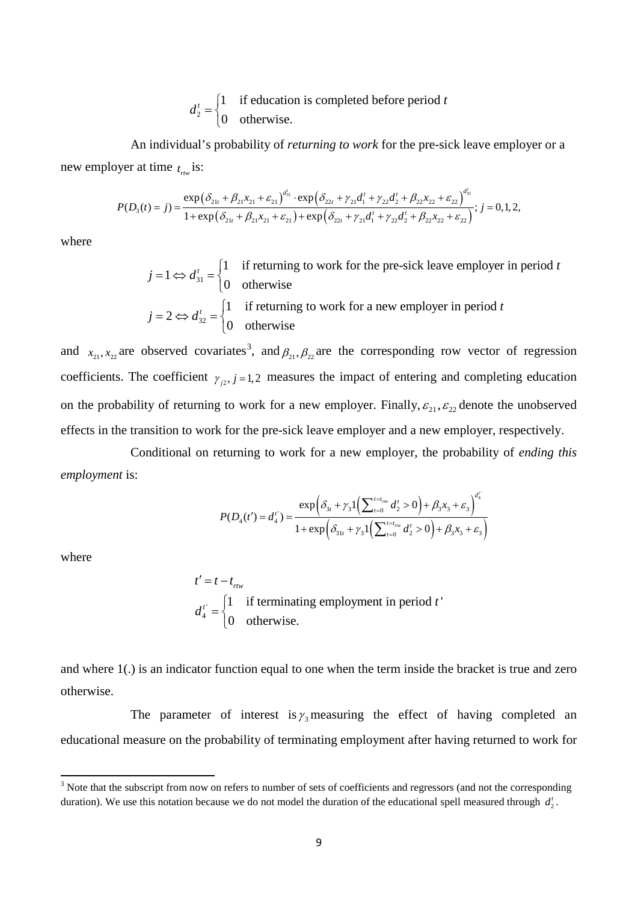$$d_2^t = \begin{cases} 1 & \text{if education is completed before period } t \\ 0 & \text{otherwise.} \end{cases}$$

An individual's probability of *returning to work* for the pre-sick leave employer or a new employer at time $t_{rtw}$ is:

$$P(D_3(t) = j) = \frac{\exp\left(\delta_{21t} + \beta_{21}x_{21} + \varepsilon_{21}\right)^{d_{31}^t} \cdot \exp\left(\delta_{22t} + \gamma_{21}d_1^t + \gamma_{22}d_2^t + \beta_{22}x_{22} + \varepsilon_{22}\right)^{d_{31}^t}}{1 + \exp\left(\delta_{21t} + \beta_{21}x_{21} + \varepsilon_{21}\right) + \exp\left(\delta_{22t} + \gamma_{21}d_1^t + \gamma_{22}d_2^t + \beta_{22}x_{22} + \varepsilon_{22}\right)}; \; j = 0,1,2,$$

where

$$j = 1 \Leftrightarrow d_{31}^t = \begin{cases} 1 & \text{if returning to work for the pre-sick leave employer in period } t \\ 0 & \text{otherwise} \end{cases}$$

$$j = 2 \Leftrightarrow d_{32}^t = \begin{cases} 1 & \text{if returning to work for a new employer in period } t \\ 0 & \text{otherwise} \end{cases}$$

and $x_{21}, x_{22}$ are observed covariates[3], and $\beta_{21}, \beta_{22}$ are the corresponding row vector of regression coefficients. The coefficient $\gamma_{j2}, j = 1,2$ measures the impact of entering and completing education on the probability of returning to work for a new employer. Finally, $\varepsilon_{21}, \varepsilon_{22}$ denote the unobserved effects in the transition to work for the pre-sick leave employer and a new employer, respectively.

Conditional on returning to work for a new employer, the probability of *ending this employment* is:

$$P(D_4(t') = d_4^{t'}) = \frac{\exp\left(\delta_{3t} + \gamma_3 1\left(\sum_{t=0}^{t=t_{rtw}} d_2^t > 0\right) + \beta_3 x_3 + \varepsilon_3\right)^{d_4^{t'}}}{1 + \exp\left(\delta_{31t} + \gamma_3 1\left(\sum_{t=0}^{t=t_{rtw}} d_2^t > 0\right) + \beta_3 x_3 + \varepsilon_3\right)}$$

where

$$t' = t - t_{rtw}$$

$$d_4^{t'} = \begin{cases} 1 & \text{if terminating employment in period } t' \\ 0 & \text{otherwise.} \end{cases}$$

and where 1(.) is an indicator function equal to one when the term inside the bracket is true and zero otherwise.

The parameter of interest is $\gamma_3$ measuring the effect of having completed an educational measure on the probability of terminating employment after having returned to work for

---

[3] Note that the subscript from now on refers to number of sets of coefficients and regressors (and not the corresponding duration). We use this notation because we do not model the duration of the educational spell measured through $d_2^t$.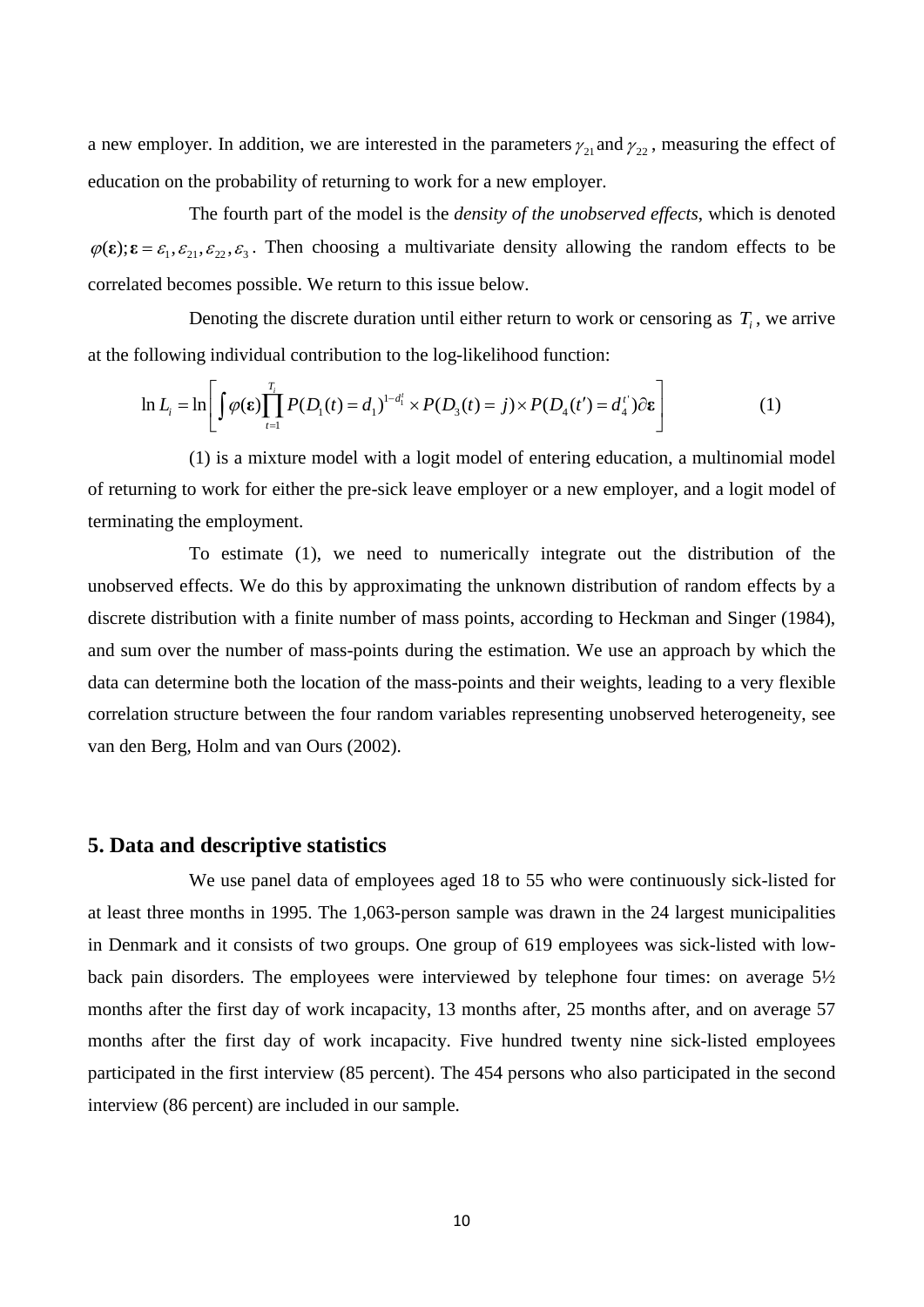a new employer. In addition, we are interested in the parameters $\gamma_{21}$ and $\gamma_{22}$, measuring the effect of education on the probability of returning to work for a new employer.

The fourth part of the model is the *density of the unobserved effects*, which is denoted $\varphi(\boldsymbol{\varepsilon}); \boldsymbol{\varepsilon} = \varepsilon_1, \varepsilon_{21}, \varepsilon_{22}, \varepsilon_3$. Then choosing a multivariate density allowing the random effects to be correlated becomes possible. We return to this issue below.

Denoting the discrete duration until either return to work or censoring as $T_i$, we arrive at the following individual contribution to the log-likelihood function:

$$\ln L_i = \ln\left[\int \varphi(\boldsymbol{\varepsilon}) \prod_{t=1}^{T_i} P(D_1(t) = d_1)^{1-d_1^t} \times P(D_3(t) = j) \times P(D_4(t') = d_4^{t'}) \partial\boldsymbol{\varepsilon}\right] \qquad (1)$$

(1) is a mixture model with a logit model of entering education, a multinomial model of returning to work for either the pre-sick leave employer or a new employer, and a logit model of terminating the employment.

To estimate (1), we need to numerically integrate out the distribution of the unobserved effects. We do this by approximating the unknown distribution of random effects by a discrete distribution with a finite number of mass points, according to Heckman and Singer (1984), and sum over the number of mass-points during the estimation. We use an approach by which the data can determine both the location of the mass-points and their weights, leading to a very flexible correlation structure between the four random variables representing unobserved heterogeneity, see van den Berg, Holm and van Ours (2002).

## 5. Data and descriptive statistics

We use panel data of employees aged 18 to 55 who were continuously sick-listed for at least three months in 1995. The 1,063-person sample was drawn in the 24 largest municipalities in Denmark and it consists of two groups. One group of 619 employees was sick-listed with low-back pain disorders. The employees were interviewed by telephone four times: on average 5½ months after the first day of work incapacity, 13 months after, 25 months after, and on average 57 months after the first day of work incapacity. Five hundred twenty nine sick-listed employees participated in the first interview (85 percent). The 454 persons who also participated in the second interview (86 percent) are included in our sample.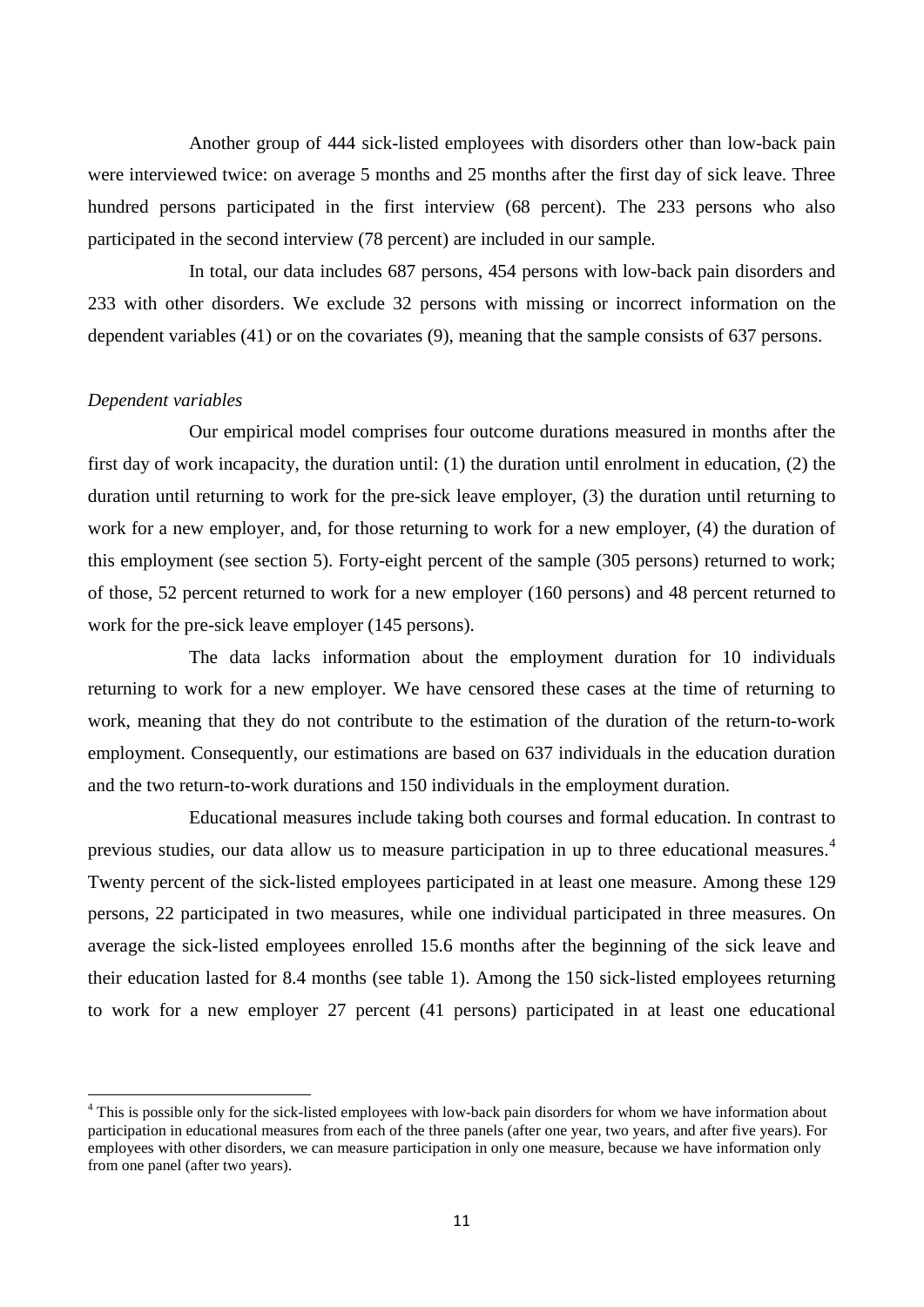Another group of 444 sick-listed employees with disorders other than low-back pain were interviewed twice: on average 5 months and 25 months after the first day of sick leave. Three hundred persons participated in the first interview (68 percent). The 233 persons who also participated in the second interview (78 percent) are included in our sample.

In total, our data includes 687 persons, 454 persons with low-back pain disorders and 233 with other disorders. We exclude 32 persons with missing or incorrect information on the dependent variables (41) or on the covariates (9), meaning that the sample consists of 637 persons.

*Dependent variables*

Our empirical model comprises four outcome durations measured in months after the first day of work incapacity, the duration until: (1) the duration until enrolment in education, (2) the duration until returning to work for the pre-sick leave employer, (3) the duration until returning to work for a new employer, and, for those returning to work for a new employer, (4) the duration of this employment (see section 5). Forty-eight percent of the sample (305 persons) returned to work; of those, 52 percent returned to work for a new employer (160 persons) and 48 percent returned to work for the pre-sick leave employer (145 persons).

The data lacks information about the employment duration for 10 individuals returning to work for a new employer. We have censored these cases at the time of returning to work, meaning that they do not contribute to the estimation of the duration of the return-to-work employment. Consequently, our estimations are based on 637 individuals in the education duration and the two return-to-work durations and 150 individuals in the employment duration.

Educational measures include taking both courses and formal education. In contrast to previous studies, our data allow us to measure participation in up to three educational measures.[4] Twenty percent of the sick-listed employees participated in at least one measure. Among these 129 persons, 22 participated in two measures, while one individual participated in three measures. On average the sick-listed employees enrolled 15.6 months after the beginning of the sick leave and their education lasted for 8.4 months (see table 1). Among the 150 sick-listed employees returning to work for a new employer 27 percent (41 persons) participated in at least one educational

[4] This is possible only for the sick-listed employees with low-back pain disorders for whom we have information about participation in educational measures from each of the three panels (after one year, two years, and after five years). For employees with other disorders, we can measure participation in only one measure, because we have information only from one panel (after two years).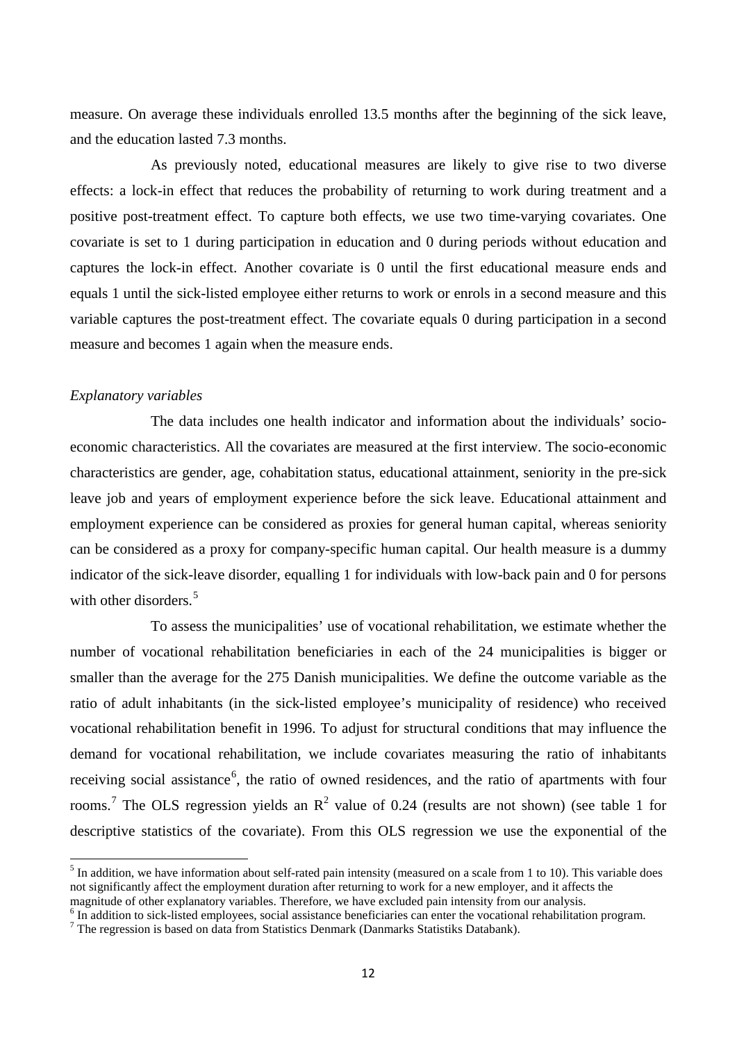measure. On average these individuals enrolled 13.5 months after the beginning of the sick leave, and the education lasted 7.3 months.

As previously noted, educational measures are likely to give rise to two diverse effects: a lock-in effect that reduces the probability of returning to work during treatment and a positive post-treatment effect. To capture both effects, we use two time-varying covariates. One covariate is set to 1 during participation in education and 0 during periods without education and captures the lock-in effect. Another covariate is 0 until the first educational measure ends and equals 1 until the sick-listed employee either returns to work or enrols in a second measure and this variable captures the post-treatment effect. The covariate equals 0 during participation in a second measure and becomes 1 again when the measure ends.

*Explanatory variables*

The data includes one health indicator and information about the individuals' socio-economic characteristics. All the covariates are measured at the first interview. The socio-economic characteristics are gender, age, cohabitation status, educational attainment, seniority in the pre-sick leave job and years of employment experience before the sick leave. Educational attainment and employment experience can be considered as proxies for general human capital, whereas seniority can be considered as a proxy for company-specific human capital. Our health measure is a dummy indicator of the sick-leave disorder, equalling 1 for individuals with low-back pain and 0 for persons with other disorders.[5]

To assess the municipalities' use of vocational rehabilitation, we estimate whether the number of vocational rehabilitation beneficiaries in each of the 24 municipalities is bigger or smaller than the average for the 275 Danish municipalities. We define the outcome variable as the ratio of adult inhabitants (in the sick-listed employee's municipality of residence) who received vocational rehabilitation benefit in 1996. To adjust for structural conditions that may influence the demand for vocational rehabilitation, we include covariates measuring the ratio of inhabitants receiving social assistance[6], the ratio of owned residences, and the ratio of apartments with four rooms.[7] The OLS regression yields an $R^2$ value of 0.24 (results are not shown) (see table 1 for descriptive statistics of the covariate). From this OLS regression we use the exponential of the

[5] In addition, we have information about self-rated pain intensity (measured on a scale from 1 to 10). This variable does not significantly affect the employment duration after returning to work for a new employer, and it affects the magnitude of other explanatory variables. Therefore, we have excluded pain intensity from our analysis.

[6] In addition to sick-listed employees, social assistance beneficiaries can enter the vocational rehabilitation program.

[7] The regression is based on data from Statistics Denmark (Danmarks Statistiks Databank).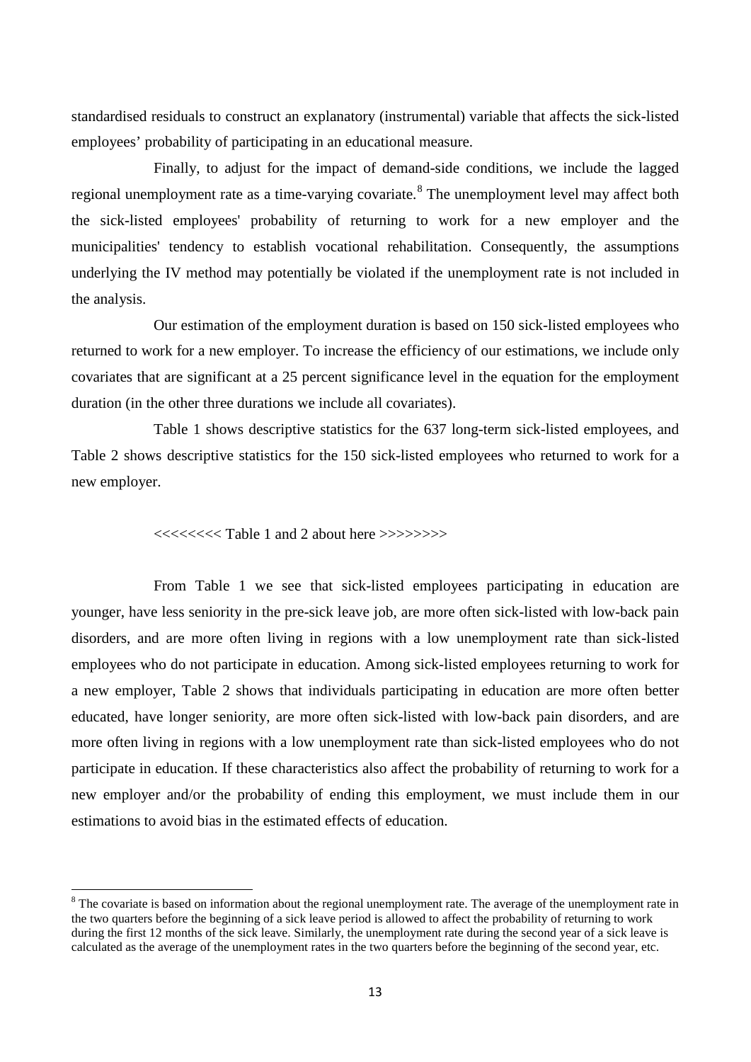standardised residuals to construct an explanatory (instrumental) variable that affects the sick-listed employees' probability of participating in an educational measure.

Finally, to adjust for the impact of demand-side conditions, we include the lagged regional unemployment rate as a time-varying covariate.[8] The unemployment level may affect both the sick-listed employees' probability of returning to work for a new employer and the municipalities' tendency to establish vocational rehabilitation. Consequently, the assumptions underlying the IV method may potentially be violated if the unemployment rate is not included in the analysis.

Our estimation of the employment duration is based on 150 sick-listed employees who returned to work for a new employer. To increase the efficiency of our estimations, we include only covariates that are significant at a 25 percent significance level in the equation for the employment duration (in the other three durations we include all covariates).

Table 1 shows descriptive statistics for the 637 long-term sick-listed employees, and Table 2 shows descriptive statistics for the 150 sick-listed employees who returned to work for a new employer.

<<<<<<<< Table 1 and 2 about here >>>>>>>>

From Table 1 we see that sick-listed employees participating in education are younger, have less seniority in the pre-sick leave job, are more often sick-listed with low-back pain disorders, and are more often living in regions with a low unemployment rate than sick-listed employees who do not participate in education. Among sick-listed employees returning to work for a new employer, Table 2 shows that individuals participating in education are more often better educated, have longer seniority, are more often sick-listed with low-back pain disorders, and are more often living in regions with a low unemployment rate than sick-listed employees who do not participate in education. If these characteristics also affect the probability of returning to work for a new employer and/or the probability of ending this employment, we must include them in our estimations to avoid bias in the estimated effects of education.

[8] The covariate is based on information about the regional unemployment rate. The average of the unemployment rate in the two quarters before the beginning of a sick leave period is allowed to affect the probability of returning to work during the first 12 months of the sick leave. Similarly, the unemployment rate during the second year of a sick leave is calculated as the average of the unemployment rates in the two quarters before the beginning of the second year, etc.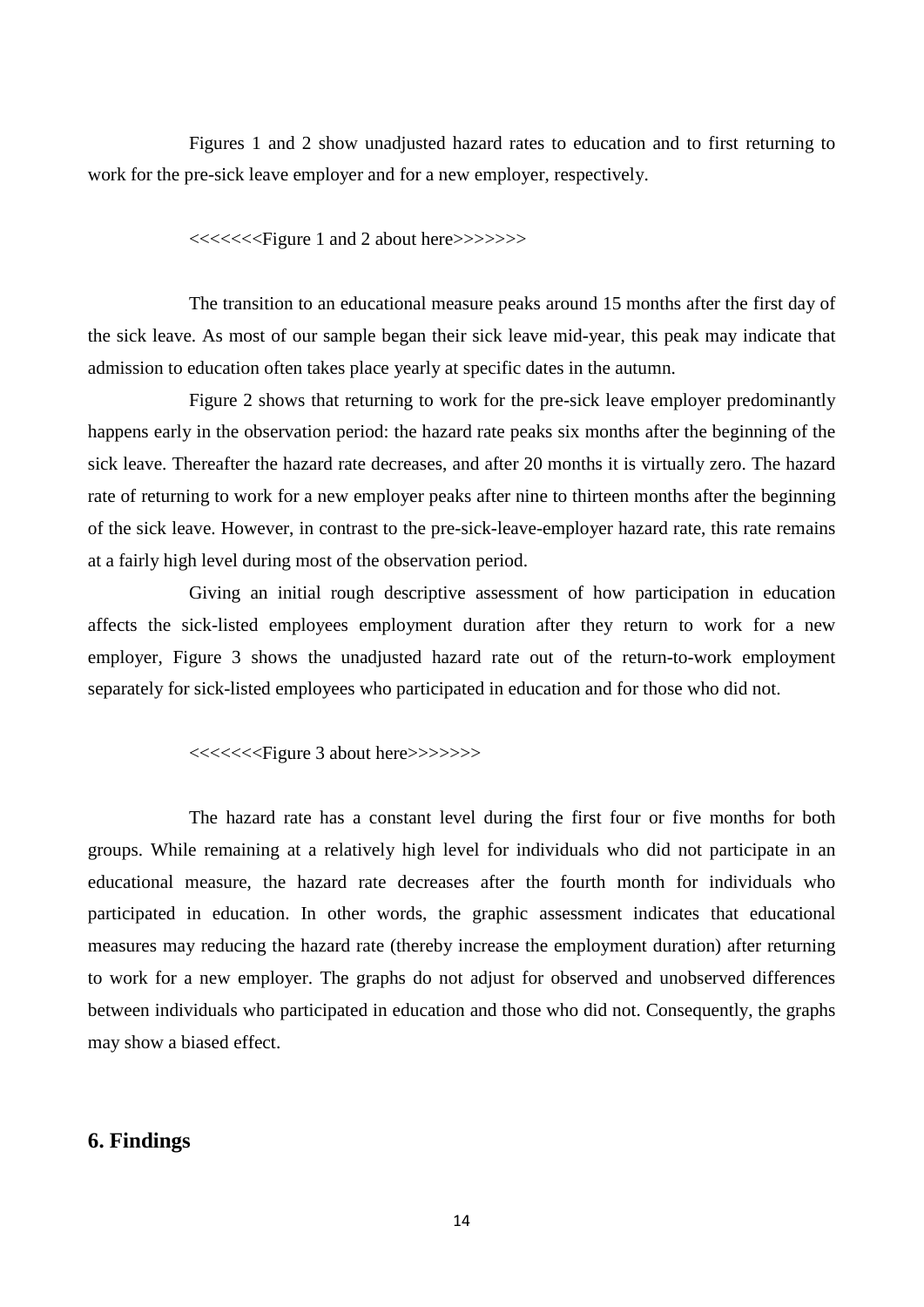Figures 1 and 2 show unadjusted hazard rates to education and to first returning to work for the pre-sick leave employer and for a new employer, respectively.

<<<<<<<Figure 1 and 2 about here>>>>>>>

The transition to an educational measure peaks around 15 months after the first day of the sick leave. As most of our sample began their sick leave mid-year, this peak may indicate that admission to education often takes place yearly at specific dates in the autumn.

Figure 2 shows that returning to work for the pre-sick leave employer predominantly happens early in the observation period: the hazard rate peaks six months after the beginning of the sick leave. Thereafter the hazard rate decreases, and after 20 months it is virtually zero. The hazard rate of returning to work for a new employer peaks after nine to thirteen months after the beginning of the sick leave. However, in contrast to the pre-sick-leave-employer hazard rate, this rate remains at a fairly high level during most of the observation period.

Giving an initial rough descriptive assessment of how participation in education affects the sick-listed employees employment duration after they return to work for a new employer, Figure 3 shows the unadjusted hazard rate out of the return-to-work employment separately for sick-listed employees who participated in education and for those who did not.

<<<<<<<Figure 3 about here>>>>>>>

The hazard rate has a constant level during the first four or five months for both groups. While remaining at a relatively high level for individuals who did not participate in an educational measure, the hazard rate decreases after the fourth month for individuals who participated in education. In other words, the graphic assessment indicates that educational measures may reducing the hazard rate (thereby increase the employment duration) after returning to work for a new employer. The graphs do not adjust for observed and unobserved differences between individuals who participated in education and those who did not. Consequently, the graphs may show a biased effect.

## 6. Findings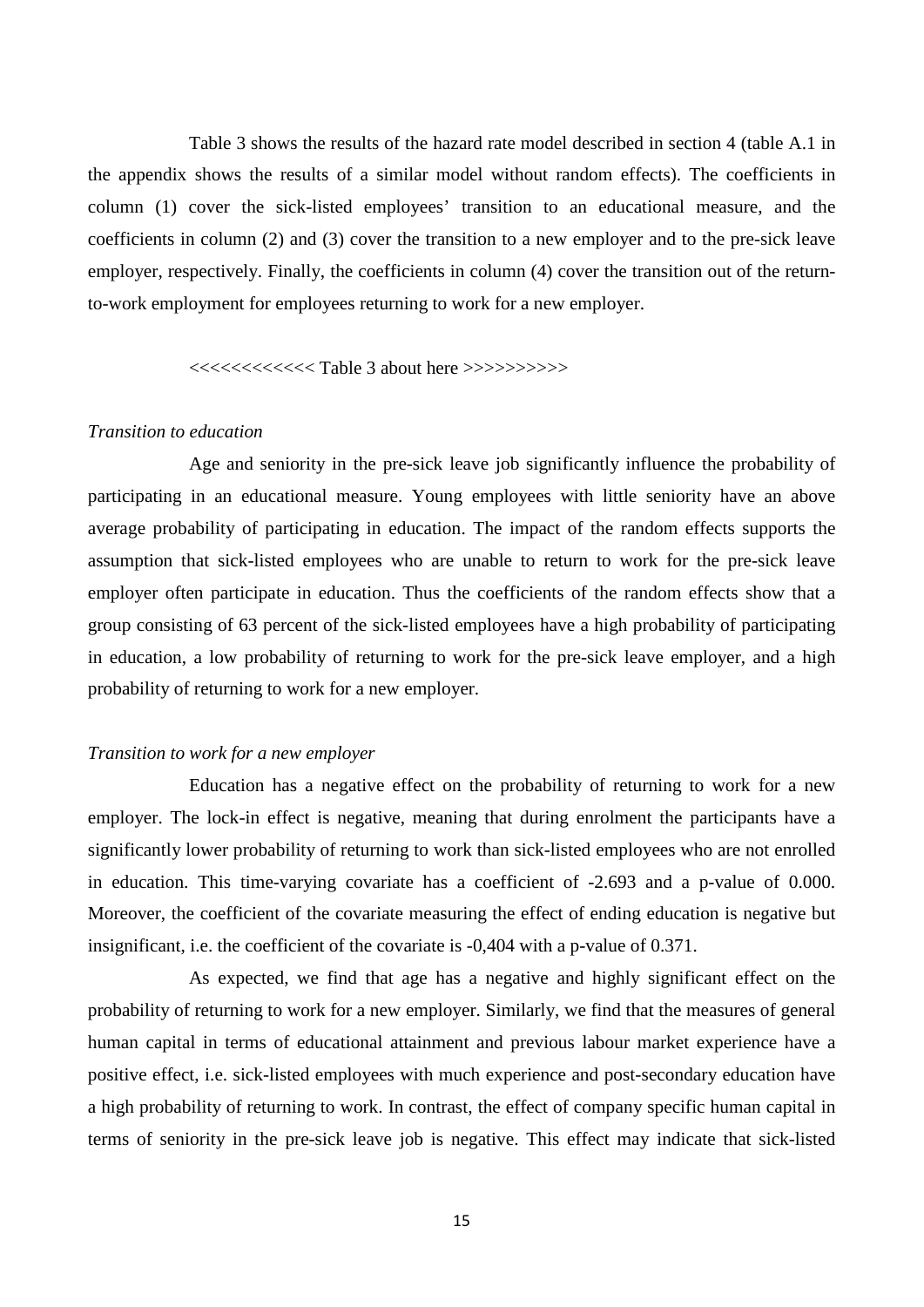Table 3 shows the results of the hazard rate model described in section 4 (table A.1 in the appendix shows the results of a similar model without random effects). The coefficients in column (1) cover the sick-listed employees' transition to an educational measure, and the coefficients in column (2) and (3) cover the transition to a new employer and to the pre-sick leave employer, respectively. Finally, the coefficients in column (4) cover the transition out of the return-to-work employment for employees returning to work for a new employer.

<<<<<<<<<<<< Table 3 about here >>>>>>>>>>

*Transition to education*

Age and seniority in the pre-sick leave job significantly influence the probability of participating in an educational measure. Young employees with little seniority have an above average probability of participating in education. The impact of the random effects supports the assumption that sick-listed employees who are unable to return to work for the pre-sick leave employer often participate in education. Thus the coefficients of the random effects show that a group consisting of 63 percent of the sick-listed employees have a high probability of participating in education, a low probability of returning to work for the pre-sick leave employer, and a high probability of returning to work for a new employer.

*Transition to work for a new employer*

Education has a negative effect on the probability of returning to work for a new employer. The lock-in effect is negative, meaning that during enrolment the participants have a significantly lower probability of returning to work than sick-listed employees who are not enrolled in education. This time-varying covariate has a coefficient of -2.693 and a p-value of 0.000. Moreover, the coefficient of the covariate measuring the effect of ending education is negative but insignificant, i.e. the coefficient of the covariate is -0,404 with a p-value of 0.371.

As expected, we find that age has a negative and highly significant effect on the probability of returning to work for a new employer. Similarly, we find that the measures of general human capital in terms of educational attainment and previous labour market experience have a positive effect, i.e. sick-listed employees with much experience and post-secondary education have a high probability of returning to work. In contrast, the effect of company specific human capital in terms of seniority in the pre-sick leave job is negative. This effect may indicate that sick-listed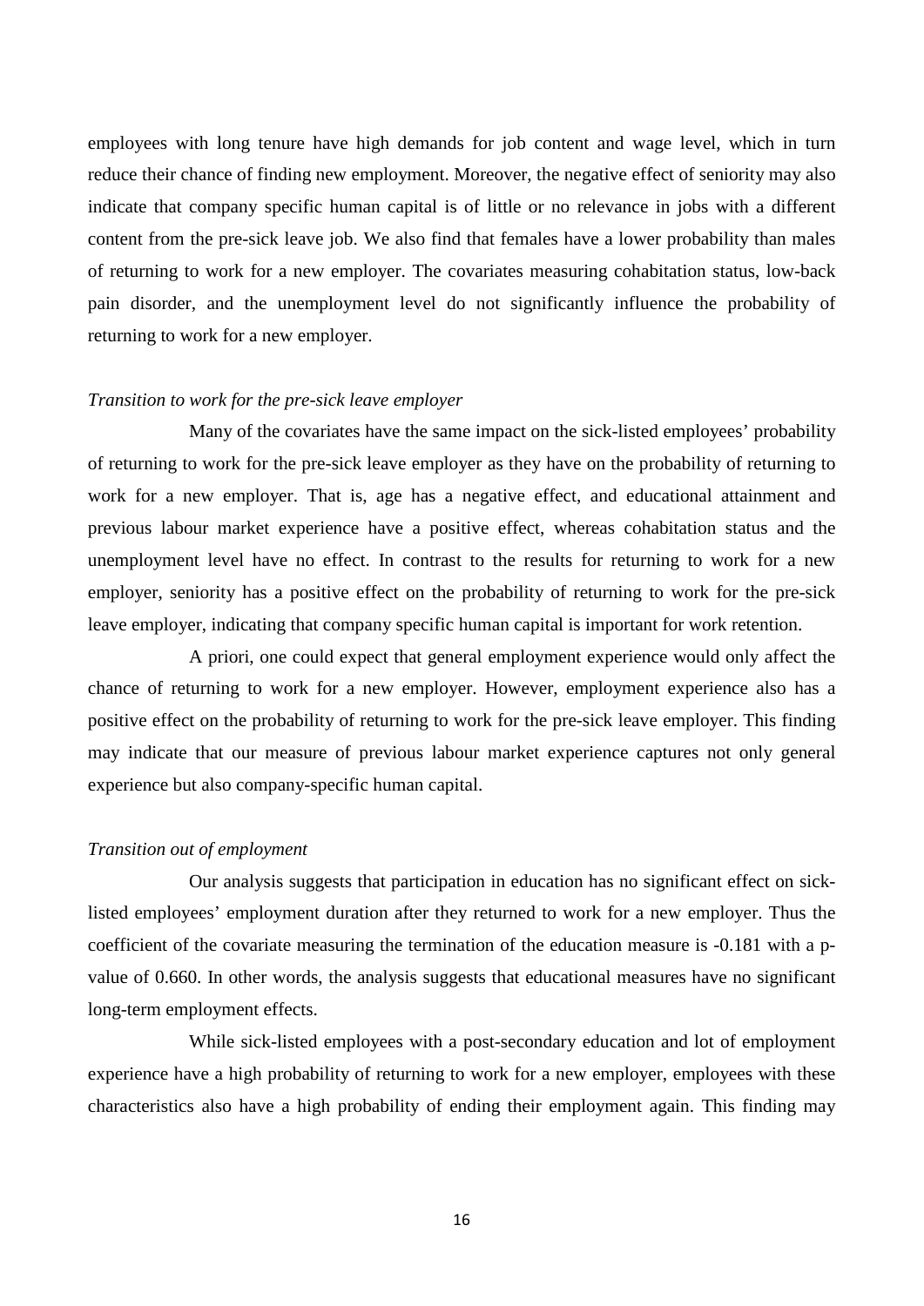employees with long tenure have high demands for job content and wage level, which in turn reduce their chance of finding new employment. Moreover, the negative effect of seniority may also indicate that company specific human capital is of little or no relevance in jobs with a different content from the pre-sick leave job. We also find that females have a lower probability than males of returning to work for a new employer. The covariates measuring cohabitation status, low-back pain disorder, and the unemployment level do not significantly influence the probability of returning to work for a new employer.

*Transition to work for the pre-sick leave employer*

Many of the covariates have the same impact on the sick-listed employees' probability of returning to work for the pre-sick leave employer as they have on the probability of returning to work for a new employer. That is, age has a negative effect, and educational attainment and previous labour market experience have a positive effect, whereas cohabitation status and the unemployment level have no effect. In contrast to the results for returning to work for a new employer, seniority has a positive effect on the probability of returning to work for the pre-sick leave employer, indicating that company specific human capital is important for work retention.

A priori, one could expect that general employment experience would only affect the chance of returning to work for a new employer. However, employment experience also has a positive effect on the probability of returning to work for the pre-sick leave employer. This finding may indicate that our measure of previous labour market experience captures not only general experience but also company-specific human capital.

*Transition out of employment*

Our analysis suggests that participation in education has no significant effect on sick-listed employees' employment duration after they returned to work for a new employer. Thus the coefficient of the covariate measuring the termination of the education measure is -0.181 with a p-value of 0.660. In other words, the analysis suggests that educational measures have no significant long-term employment effects.

While sick-listed employees with a post-secondary education and lot of employment experience have a high probability of returning to work for a new employer, employees with these characteristics also have a high probability of ending their employment again. This finding may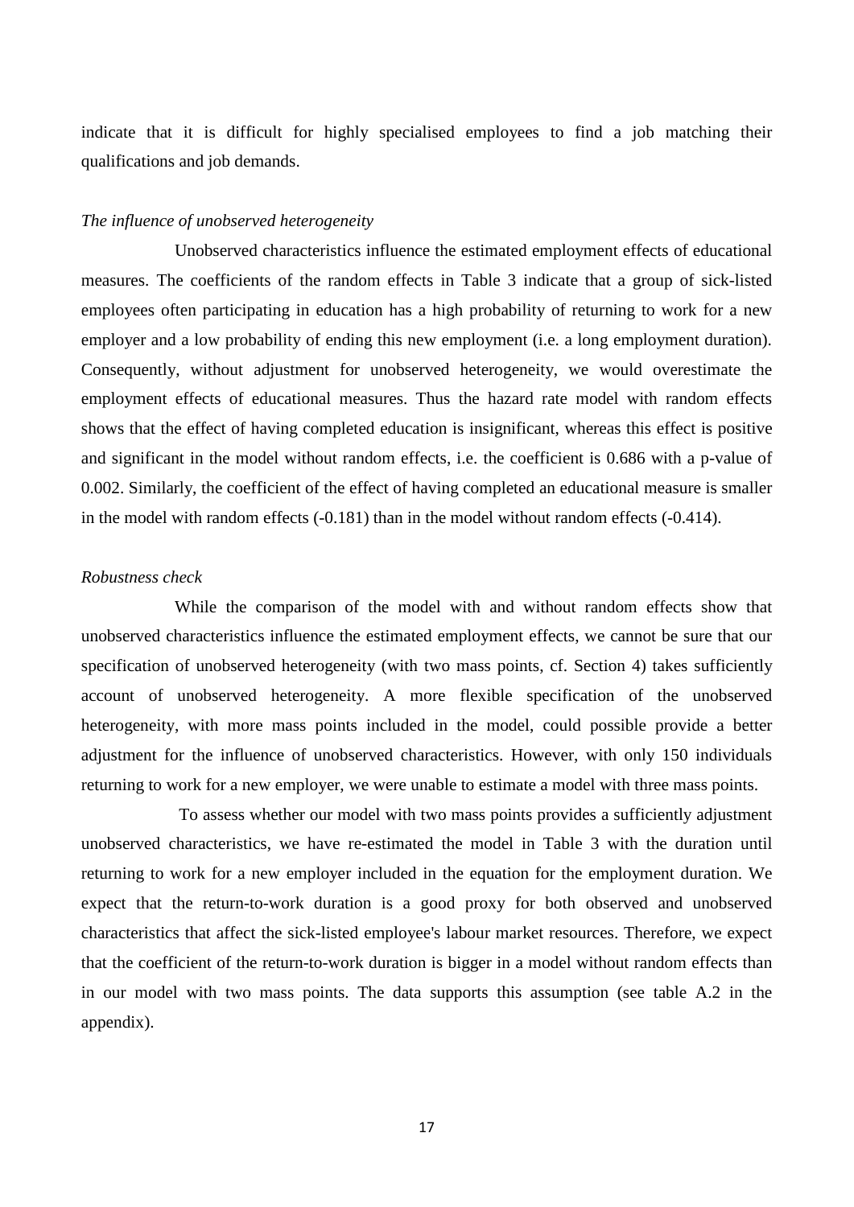indicate that it is difficult for highly specialised employees to find a job matching their qualifications and job demands.

*The influence of unobserved heterogeneity*

Unobserved characteristics influence the estimated employment effects of educational measures. The coefficients of the random effects in Table 3 indicate that a group of sick-listed employees often participating in education has a high probability of returning to work for a new employer and a low probability of ending this new employment (i.e. a long employment duration). Consequently, without adjustment for unobserved heterogeneity, we would overestimate the employment effects of educational measures. Thus the hazard rate model with random effects shows that the effect of having completed education is insignificant, whereas this effect is positive and significant in the model without random effects, i.e. the coefficient is 0.686 with a p-value of 0.002. Similarly, the coefficient of the effect of having completed an educational measure is smaller in the model with random effects (-0.181) than in the model without random effects (-0.414).

*Robustness check*

While the comparison of the model with and without random effects show that unobserved characteristics influence the estimated employment effects, we cannot be sure that our specification of unobserved heterogeneity (with two mass points, cf. Section 4) takes sufficiently account of unobserved heterogeneity. A more flexible specification of the unobserved heterogeneity, with more mass points included in the model, could possible provide a better adjustment for the influence of unobserved characteristics. However, with only 150 individuals returning to work for a new employer, we were unable to estimate a model with three mass points.

To assess whether our model with two mass points provides a sufficiently adjustment unobserved characteristics, we have re-estimated the model in Table 3 with the duration until returning to work for a new employer included in the equation for the employment duration. We expect that the return-to-work duration is a good proxy for both observed and unobserved characteristics that affect the sick-listed employee's labour market resources. Therefore, we expect that the coefficient of the return-to-work duration is bigger in a model without random effects than in our model with two mass points. The data supports this assumption (see table A.2 in the appendix).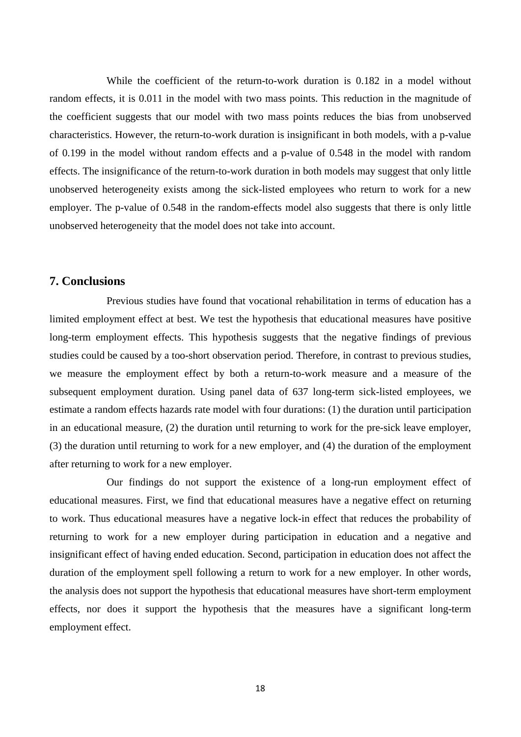While the coefficient of the return-to-work duration is 0.182 in a model without random effects, it is 0.011 in the model with two mass points. This reduction in the magnitude of the coefficient suggests that our model with two mass points reduces the bias from unobserved characteristics. However, the return-to-work duration is insignificant in both models, with a p-value of 0.199 in the model without random effects and a p-value of 0.548 in the model with random effects. The insignificance of the return-to-work duration in both models may suggest that only little unobserved heterogeneity exists among the sick-listed employees who return to work for a new employer. The p-value of 0.548 in the random-effects model also suggests that there is only little unobserved heterogeneity that the model does not take into account.

## 7. Conclusions

Previous studies have found that vocational rehabilitation in terms of education has a limited employment effect at best. We test the hypothesis that educational measures have positive long-term employment effects. This hypothesis suggests that the negative findings of previous studies could be caused by a too-short observation period. Therefore, in contrast to previous studies, we measure the employment effect by both a return-to-work measure and a measure of the subsequent employment duration. Using panel data of 637 long-term sick-listed employees, we estimate a random effects hazards rate model with four durations: (1) the duration until participation in an educational measure, (2) the duration until returning to work for the pre-sick leave employer, (3) the duration until returning to work for a new employer, and (4) the duration of the employment after returning to work for a new employer.

Our findings do not support the existence of a long-run employment effect of educational measures. First, we find that educational measures have a negative effect on returning to work. Thus educational measures have a negative lock-in effect that reduces the probability of returning to work for a new employer during participation in education and a negative and insignificant effect of having ended education. Second, participation in education does not affect the duration of the employment spell following a return to work for a new employer. In other words, the analysis does not support the hypothesis that educational measures have short-term employment effects, nor does it support the hypothesis that the measures have a significant long-term employment effect.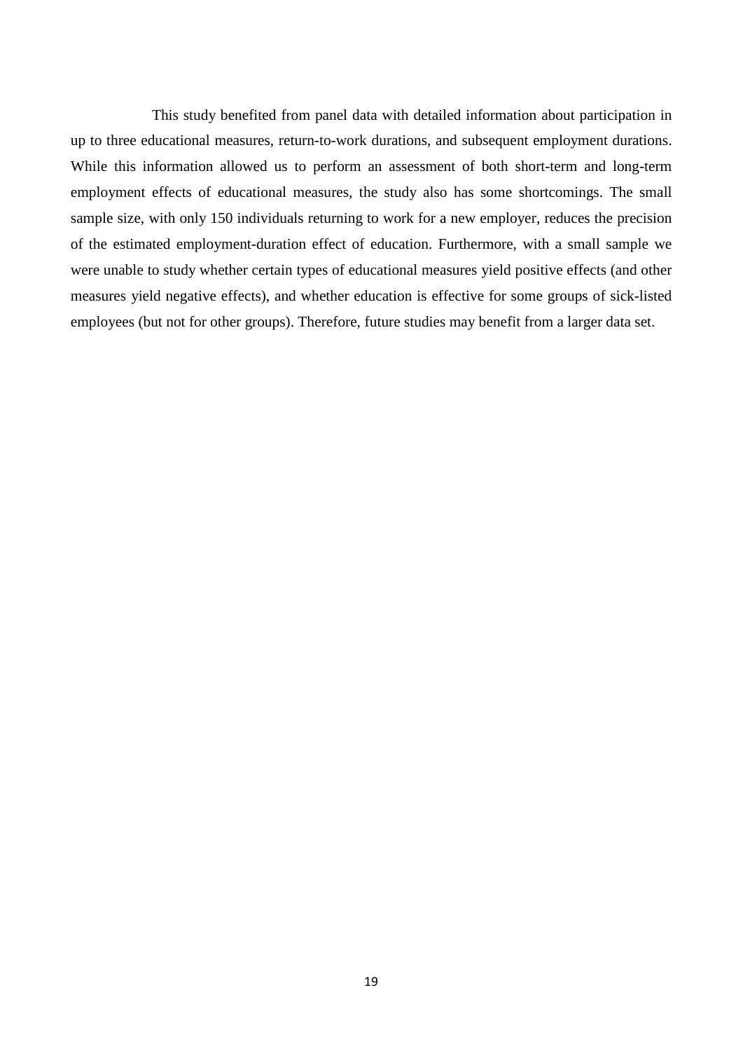This study benefited from panel data with detailed information about participation in up to three educational measures, return-to-work durations, and subsequent employment durations. While this information allowed us to perform an assessment of both short-term and long-term employment effects of educational measures, the study also has some shortcomings. The small sample size, with only 150 individuals returning to work for a new employer, reduces the precision of the estimated employment-duration effect of education. Furthermore, with a small sample we were unable to study whether certain types of educational measures yield positive effects (and other measures yield negative effects), and whether education is effective for some groups of sick-listed employees (but not for other groups). Therefore, future studies may benefit from a larger data set.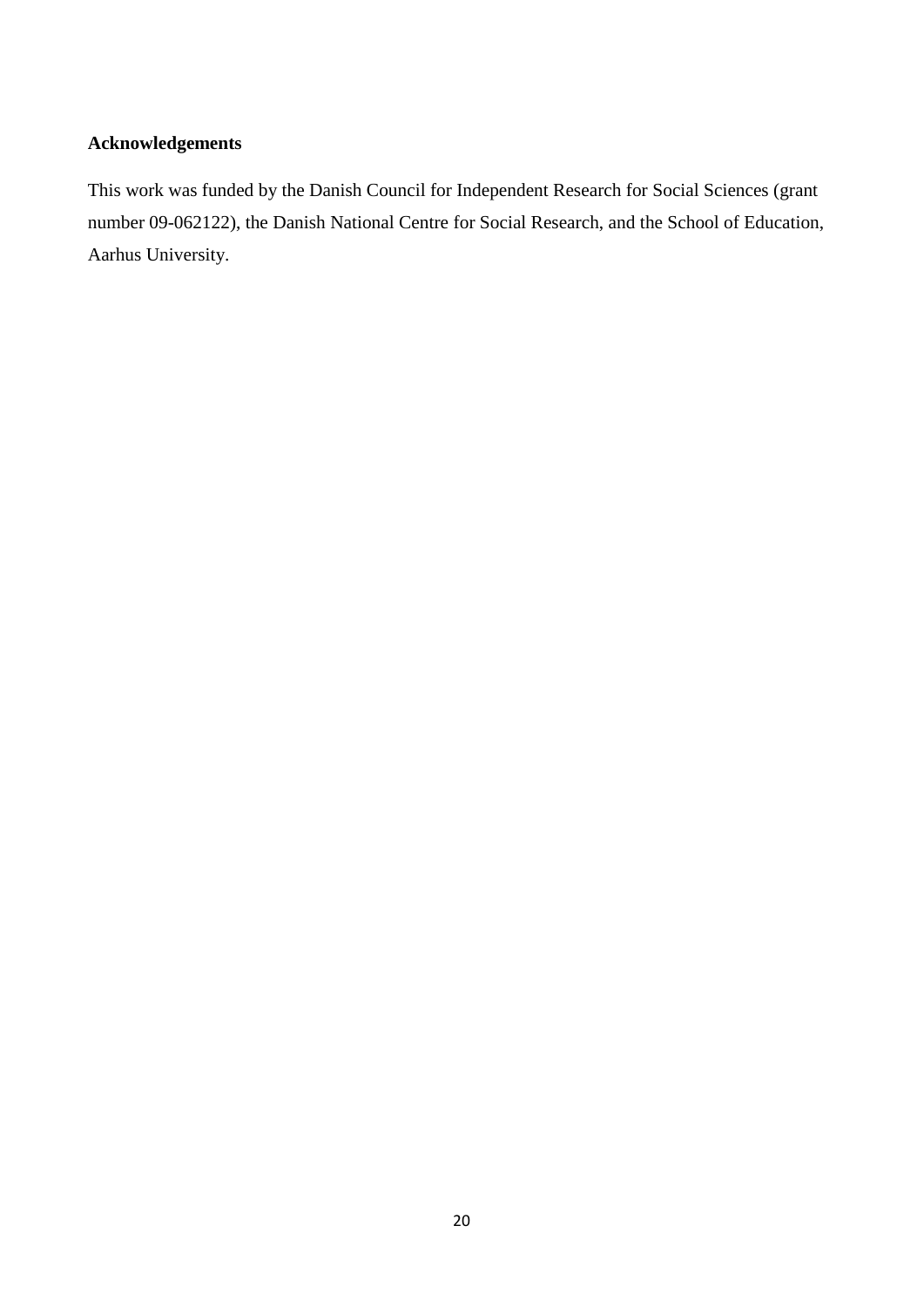## Acknowledgements

This work was funded by the Danish Council for Independent Research for Social Sciences (grant number 09-062122), the Danish National Centre for Social Research, and the School of Education, Aarhus University.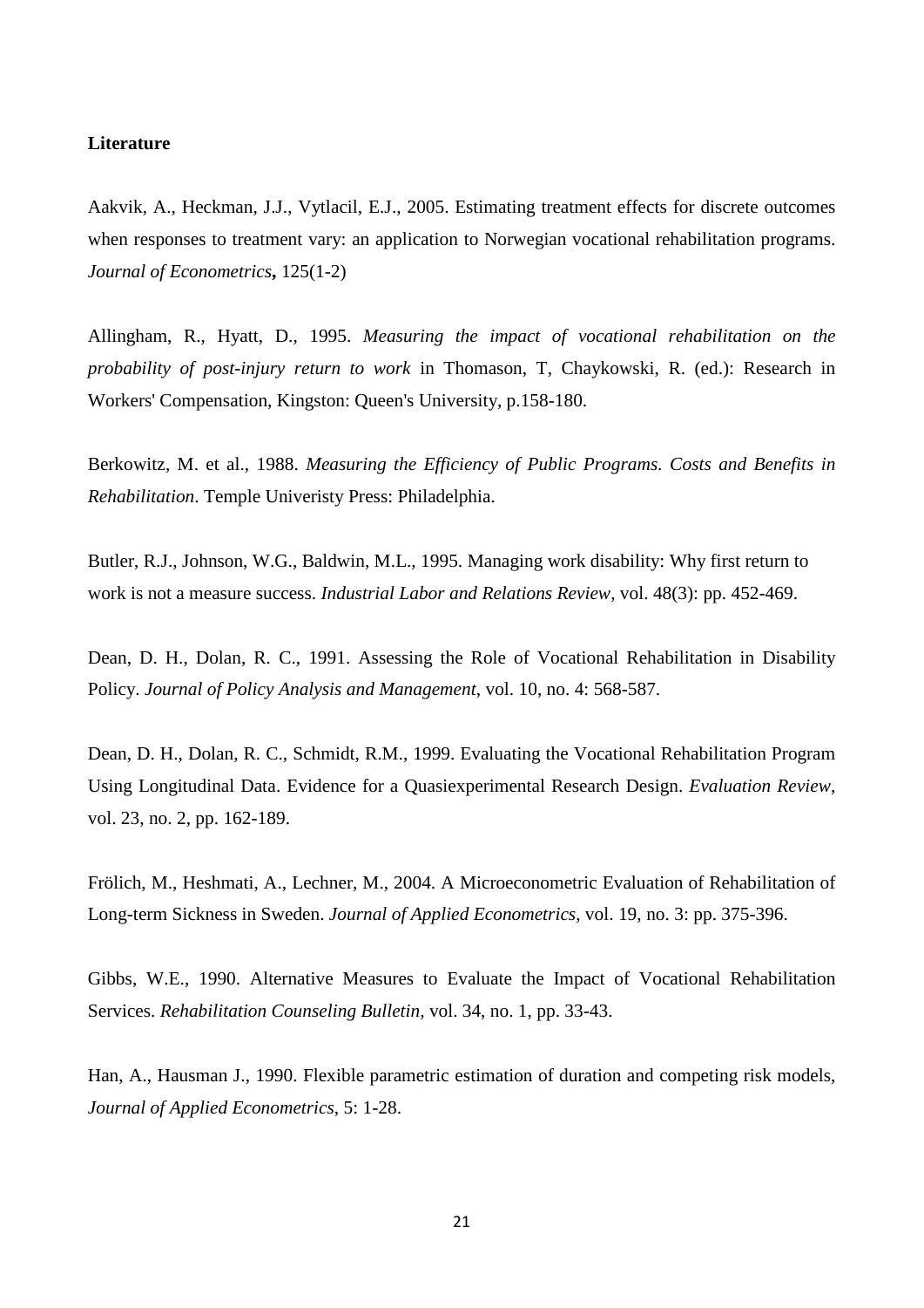**Literature**

Aakvik, A., Heckman, J.J., Vytlacil, E.J., 2005. Estimating treatment effects for discrete outcomes when responses to treatment vary: an application to Norwegian vocational rehabilitation programs. *Journal of Econometrics***,** 125(1-2)

Allingham, R., Hyatt, D., 1995. *Measuring the impact of vocational rehabilitation on the probability of post-injury return to work* in Thomason, T, Chaykowski, R. (ed.): Research in Workers' Compensation, Kingston: Queen's University, p.158-180.

Berkowitz, M. et al., 1988. *Measuring the Efficiency of Public Programs. Costs and Benefits in Rehabilitation*. Temple Univeristy Press: Philadelphia.

Butler, R.J., Johnson, W.G., Baldwin, M.L., 1995. Managing work disability: Why first return to work is not a measure success. *Industrial Labor and Relations Review*, vol. 48(3): pp. 452-469.

Dean, D. H., Dolan, R. C., 1991. Assessing the Role of Vocational Rehabilitation in Disability Policy. *Journal of Policy Analysis and Management*, vol. 10, no. 4: 568-587.

Dean, D. H., Dolan, R. C., Schmidt, R.M., 1999. Evaluating the Vocational Rehabilitation Program Using Longitudinal Data. Evidence for a Quasiexperimental Research Design. *Evaluation Review*, vol. 23, no. 2, pp. 162-189.

Frölich, M., Heshmati, A., Lechner, M., 2004. A Microeconometric Evaluation of Rehabilitation of Long-term Sickness in Sweden. *Journal of Applied Econometrics*, vol. 19, no. 3: pp. 375-396.

Gibbs, W.E., 1990. Alternative Measures to Evaluate the Impact of Vocational Rehabilitation Services. *Rehabilitation Counseling Bulletin*, vol. 34, no. 1, pp. 33-43.

Han, A., Hausman J., 1990. Flexible parametric estimation of duration and competing risk models, *Journal of Applied Econometrics*, 5: 1-28.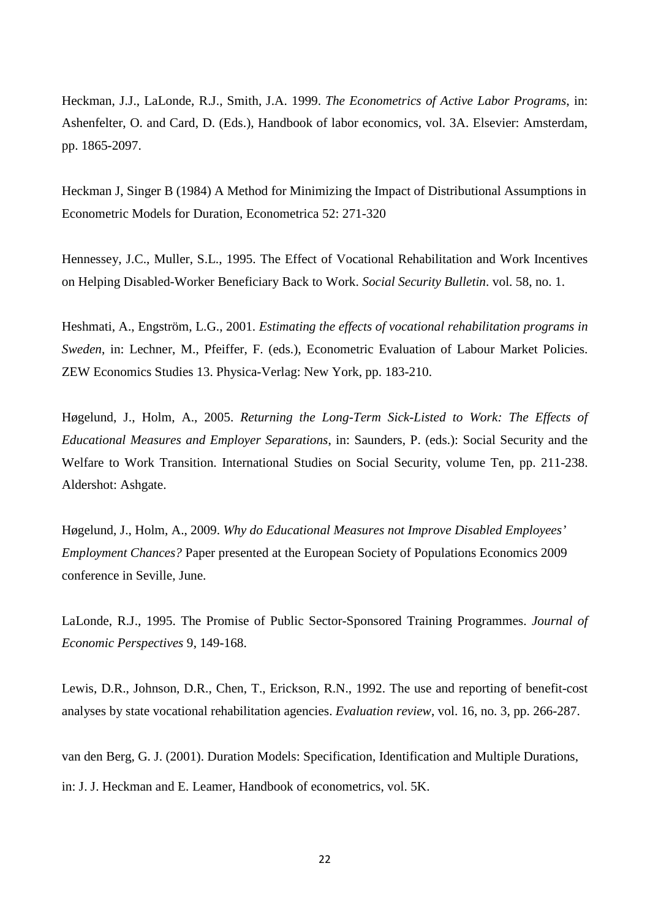Heckman, J.J., LaLonde, R.J., Smith, J.A. 1999. *The Econometrics of Active Labor Programs*, in: Ashenfelter, O. and Card, D. (Eds.), Handbook of labor economics, vol. 3A. Elsevier: Amsterdam, pp. 1865-2097.

Heckman J, Singer B (1984) A Method for Minimizing the Impact of Distributional Assumptions in Econometric Models for Duration, Econometrica 52: 271-320

Hennessey, J.C., Muller, S.L., 1995. The Effect of Vocational Rehabilitation and Work Incentives on Helping Disabled-Worker Beneficiary Back to Work. *Social Security Bulletin*. vol. 58, no. 1.

Heshmati, A., Engström, L.G., 2001. *Estimating the effects of vocational rehabilitation programs in Sweden*, in: Lechner, M., Pfeiffer, F. (eds.), Econometric Evaluation of Labour Market Policies. ZEW Economics Studies 13. Physica-Verlag: New York, pp. 183-210.

Høgelund, J., Holm, A., 2005. *Returning the Long-Term Sick-Listed to Work: The Effects of Educational Measures and Employer Separations*, in: Saunders, P. (eds.): Social Security and the Welfare to Work Transition. International Studies on Social Security, volume Ten, pp. 211-238. Aldershot: Ashgate.

Høgelund, J., Holm, A., 2009. *Why do Educational Measures not Improve Disabled Employees' Employment Chances?* Paper presented at the European Society of Populations Economics 2009 conference in Seville, June.

LaLonde, R.J., 1995. The Promise of Public Sector-Sponsored Training Programmes. *Journal of Economic Perspectives* 9, 149-168.

Lewis, D.R., Johnson, D.R., Chen, T., Erickson, R.N., 1992. The use and reporting of benefit-cost analyses by state vocational rehabilitation agencies. *Evaluation review*, vol. 16, no. 3, pp. 266-287.

van den Berg, G. J. (2001). Duration Models: Specification, Identification and Multiple Durations, in: J. J. Heckman and E. Leamer, Handbook of econometrics, vol. 5K.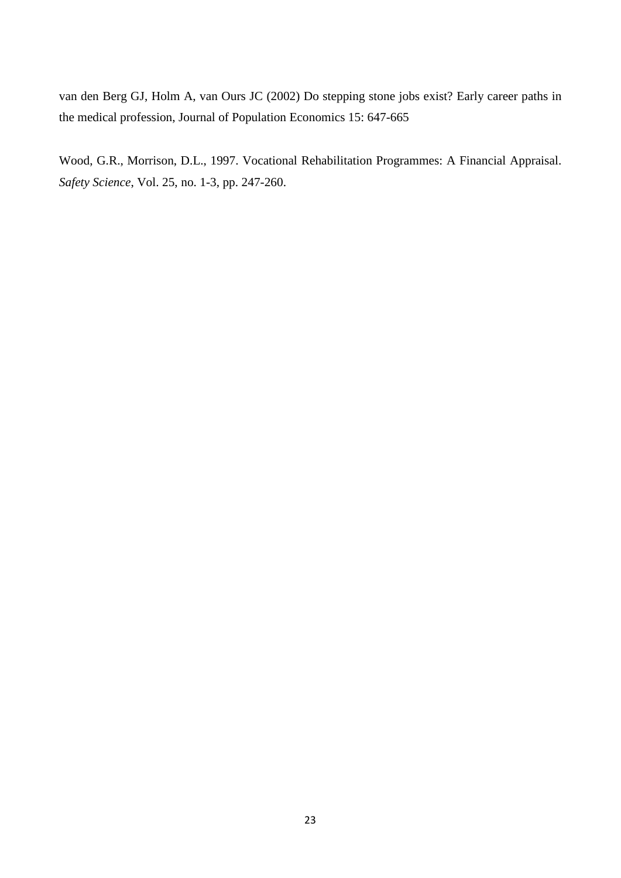van den Berg GJ, Holm A, van Ours JC (2002) Do stepping stone jobs exist? Early career paths in the medical profession, Journal of Population Economics 15: 647-665

Wood, G.R., Morrison, D.L., 1997. Vocational Rehabilitation Programmes: A Financial Appraisal. *Safety Science*, Vol. 25, no. 1-3, pp. 247-260.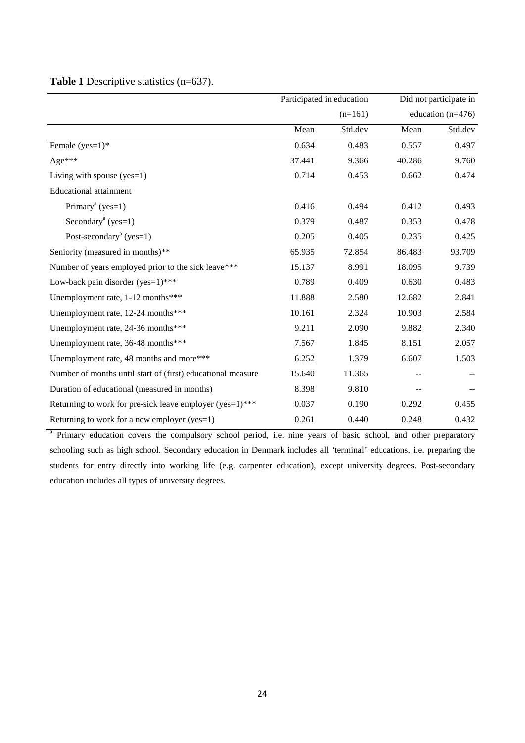**Table 1** Descriptive statistics (n=637).

| | Participated in education (n=161) | | Did not participate in education (n=476) | |
|---|---|---|---|---|
| | Mean | Std.dev | Mean | Std.dev |
| Female (yes=1)* | 0.634 | 0.483 | 0.557 | 0.497 |
| Age*** | 37.441 | 9.366 | 40.286 | 9.760 |
| Living with spouse (yes=1) | 0.714 | 0.453 | 0.662 | 0.474 |
| Educational attainment | | | | |
| Primary[a] (yes=1) | 0.416 | 0.494 | 0.412 | 0.493 |
| Secondary[a] (yes=1) | 0.379 | 0.487 | 0.353 | 0.478 |
| Post-secondary[a] (yes=1) | 0.205 | 0.405 | 0.235 | 0.425 |
| Seniority (measured in months)** | 65.935 | 72.854 | 86.483 | 93.709 |
| Number of years employed prior to the sick leave*** | 15.137 | 8.991 | 18.095 | 9.739 |
| Low-back pain disorder (yes=1)*** | 0.789 | 0.409 | 0.630 | 0.483 |
| Unemployment rate, 1-12 months*** | 11.888 | 2.580 | 12.682 | 2.841 |
| Unemployment rate, 12-24 months*** | 10.161 | 2.324 | 10.903 | 2.584 |
| Unemployment rate, 24-36 months*** | 9.211 | 2.090 | 9.882 | 2.340 |
| Unemployment rate, 36-48 months*** | 7.567 | 1.845 | 8.151 | 2.057 |
| Unemployment rate, 48 months and more*** | 6.252 | 1.379 | 6.607 | 1.503 |
| Number of months until start of (first) educational measure | 15.640 | 11.365 | -- | -- |
| Duration of educational (measured in months) | 8.398 | 9.810 | -- | -- |
| Returning to work for pre-sick leave employer (yes=1)*** | 0.037 | 0.190 | 0.292 | 0.455 |
| Returning to work for a new employer (yes=1) | 0.261 | 0.440 | 0.248 | 0.432 |

[a] Primary education covers the compulsory school period, i.e. nine years of basic school, and other preparatory schooling such as high school. Secondary education in Denmark includes all 'terminal' educations, i.e. preparing the students for entry directly into working life (e.g. carpenter education), except university degrees. Post-secondary education includes all types of university degrees.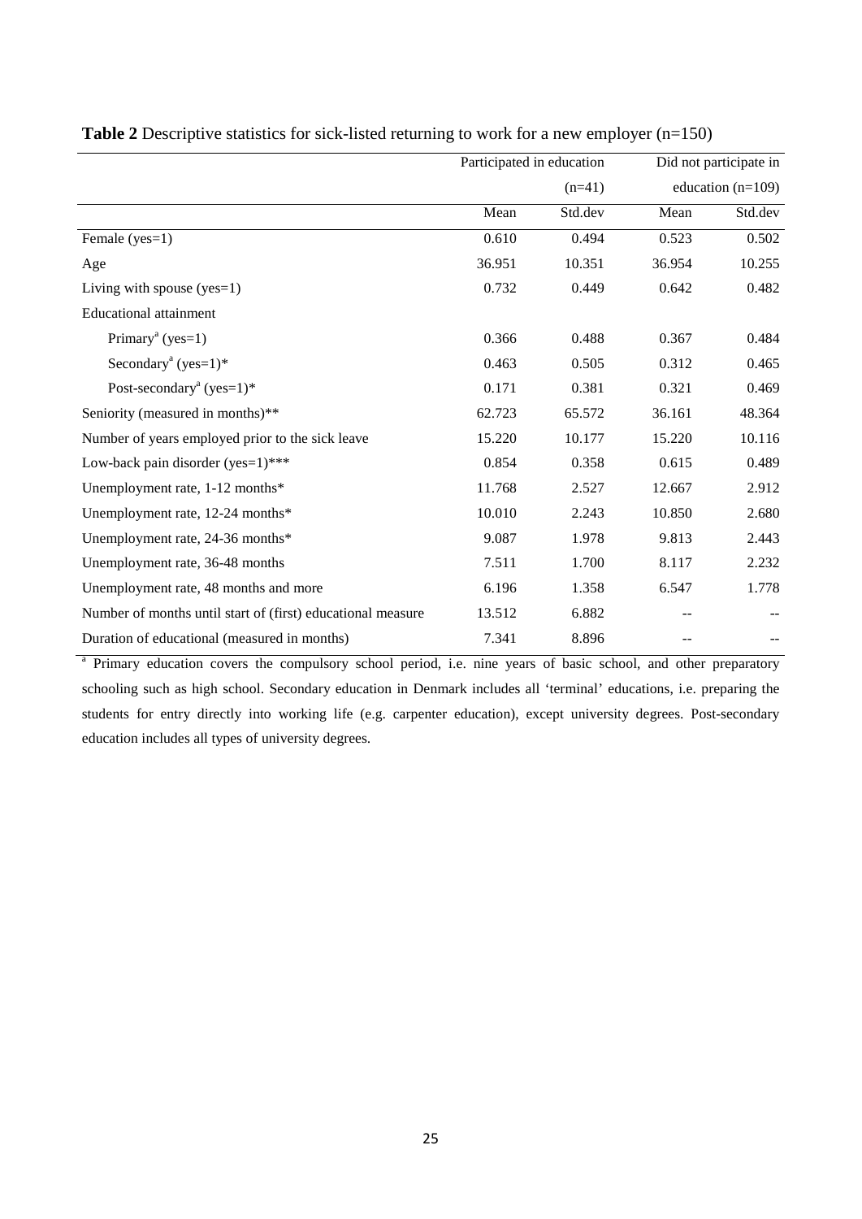**Table 2** Descriptive statistics for sick-listed returning to work for a new employer (n=150)

| | Participated in education (n=41) | | Did not participate in education (n=109) | |
|---|---|---|---|---|
| | Mean | Std.dev | Mean | Std.dev |
| Female (yes=1) | 0.610 | 0.494 | 0.523 | 0.502 |
| Age | 36.951 | 10.351 | 36.954 | 10.255 |
| Living with spouse (yes=1) | 0.732 | 0.449 | 0.642 | 0.482 |
| Educational attainment | | | | |
| Primary[a] (yes=1) | 0.366 | 0.488 | 0.367 | 0.484 |
| Secondary[a] (yes=1)* | 0.463 | 0.505 | 0.312 | 0.465 |
| Post-secondary[a] (yes=1)* | 0.171 | 0.381 | 0.321 | 0.469 |
| Seniority (measured in months)** | 62.723 | 65.572 | 36.161 | 48.364 |
| Number of years employed prior to the sick leave | 15.220 | 10.177 | 15.220 | 10.116 |
| Low-back pain disorder (yes=1)*** | 0.854 | 0.358 | 0.615 | 0.489 |
| Unemployment rate, 1-12 months* | 11.768 | 2.527 | 12.667 | 2.912 |
| Unemployment rate, 12-24 months* | 10.010 | 2.243 | 10.850 | 2.680 |
| Unemployment rate, 24-36 months* | 9.087 | 1.978 | 9.813 | 2.443 |
| Unemployment rate, 36-48 months | 7.511 | 1.700 | 8.117 | 2.232 |
| Unemployment rate, 48 months and more | 6.196 | 1.358 | 6.547 | 1.778 |
| Number of months until start of (first) educational measure | 13.512 | 6.882 | -- | -- |
| Duration of educational (measured in months) | 7.341 | 8.896 | -- | -- |

[a] Primary education covers the compulsory school period, i.e. nine years of basic school, and other preparatory schooling such as high school. Secondary education in Denmark includes all 'terminal' educations, i.e. preparing the students for entry directly into working life (e.g. carpenter education), except university degrees. Post-secondary education includes all types of university degrees.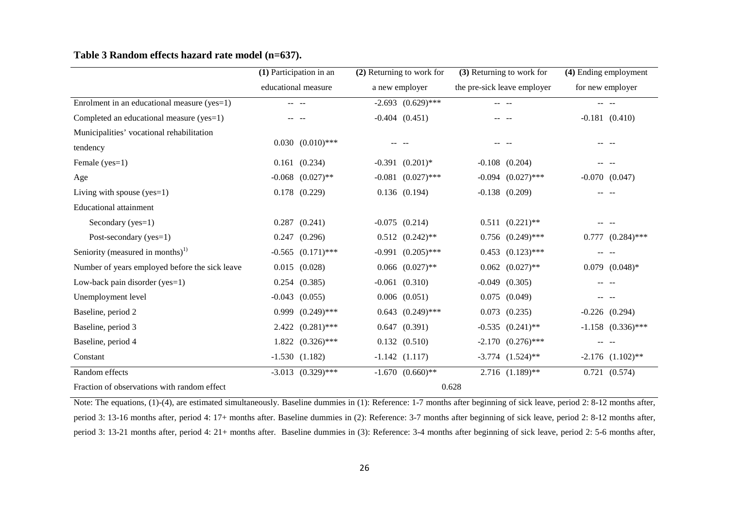**Table 3 Random effects hazard rate model (n=637).**

| | **(1)** Participation in an educational measure | | **(2)** Returning to work for a new employer | | **(3)** Returning to work for the pre-sick leave employer | | **(4)** Ending employment for new employer | |
|---|---|---|---|---|---|---|---|---|
| Enrolment in an educational measure (yes=1) | -- | -- | -2.693 | (0.629)*** | -- | -- | -- | -- |
| Completed an educational measure (yes=1) | -- | -- | -0.404 | (0.451) | -- | -- | -0.181 | (0.410) |
| Municipalities' vocational rehabilitation tendency | 0.030 | (0.010)*** | -- | -- | -- | -- | -- | -- |
| Female (yes=1) | 0.161 | (0.234) | -0.391 | (0.201)* | -0.108 | (0.204) | -- | -- |
| Age | -0.068 | (0.027)** | -0.081 | (0.027)*** | -0.094 | (0.027)*** | -0.070 | (0.047) |
| Living with spouse (yes=1) | 0.178 | (0.229) | 0.136 | (0.194) | -0.138 | (0.209) | -- | -- |
| Educational attainment | | | | | | | | |
| Secondary (yes=1) | 0.287 | (0.241) | -0.075 | (0.214) | 0.511 | (0.221)** | -- | -- |
| Post-secondary (yes=1) | 0.247 | (0.296) | 0.512 | (0.242)** | 0.756 | (0.249)*** | 0.777 | (0.284)*** |
| Seniority (measured in months)[1)] | -0.565 | (0.171)*** | -0.991 | (0.205)*** | 0.453 | (0.123)*** | -- | -- |
| Number of years employed before the sick leave | 0.015 | (0.028) | 0.066 | (0.027)** | 0.062 | (0.027)** | 0.079 | (0.048)* |
| Low-back pain disorder (yes=1) | 0.254 | (0.385) | -0.061 | (0.310) | -0.049 | (0.305) | -- | -- |
| Unemployment level | -0.043 | (0.055) | 0.006 | (0.051) | 0.075 | (0.049) | -- | -- |
| Baseline, period 2 | 0.999 | (0.249)*** | 0.643 | (0.249)*** | 0.073 | (0.235) | -0.226 | (0.294) |
| Baseline, period 3 | 2.422 | (0.281)*** | 0.647 | (0.391) | -0.535 | (0.241)** | -1.158 | (0.336)*** |
| Baseline, period 4 | 1.822 | (0.326)*** | 0.132 | (0.510) | -2.170 | (0.276)*** | -- | -- |
| Constant | -1.530 | (1.182) | -1.142 | (1.117) | -3.774 | (1.524)** | -2.176 | (1.102)** |
| Random effects | -3.013 | (0.329)*** | -1.670 | (0.660)** | 2.716 | (1.189)** | 0.721 | (0.574) |
| Fraction of observations with random effect | | | | | 0.628 | | | |

Note: The equations, (1)-(4), are estimated simultaneously. Baseline dummies in (1): Reference: 1-7 months after beginning of sick leave, period 2: 8-12 months after, period 3: 13-16 months after, period 4: 17+ months after. Baseline dummies in (2): Reference: 3-7 months after beginning of sick leave, period 2: 8-12 months after, period 3: 13-21 months after, period 4: 21+ months after. Baseline dummies in (3): Reference: 3-4 months after beginning of sick leave, period 2: 5-6 months after,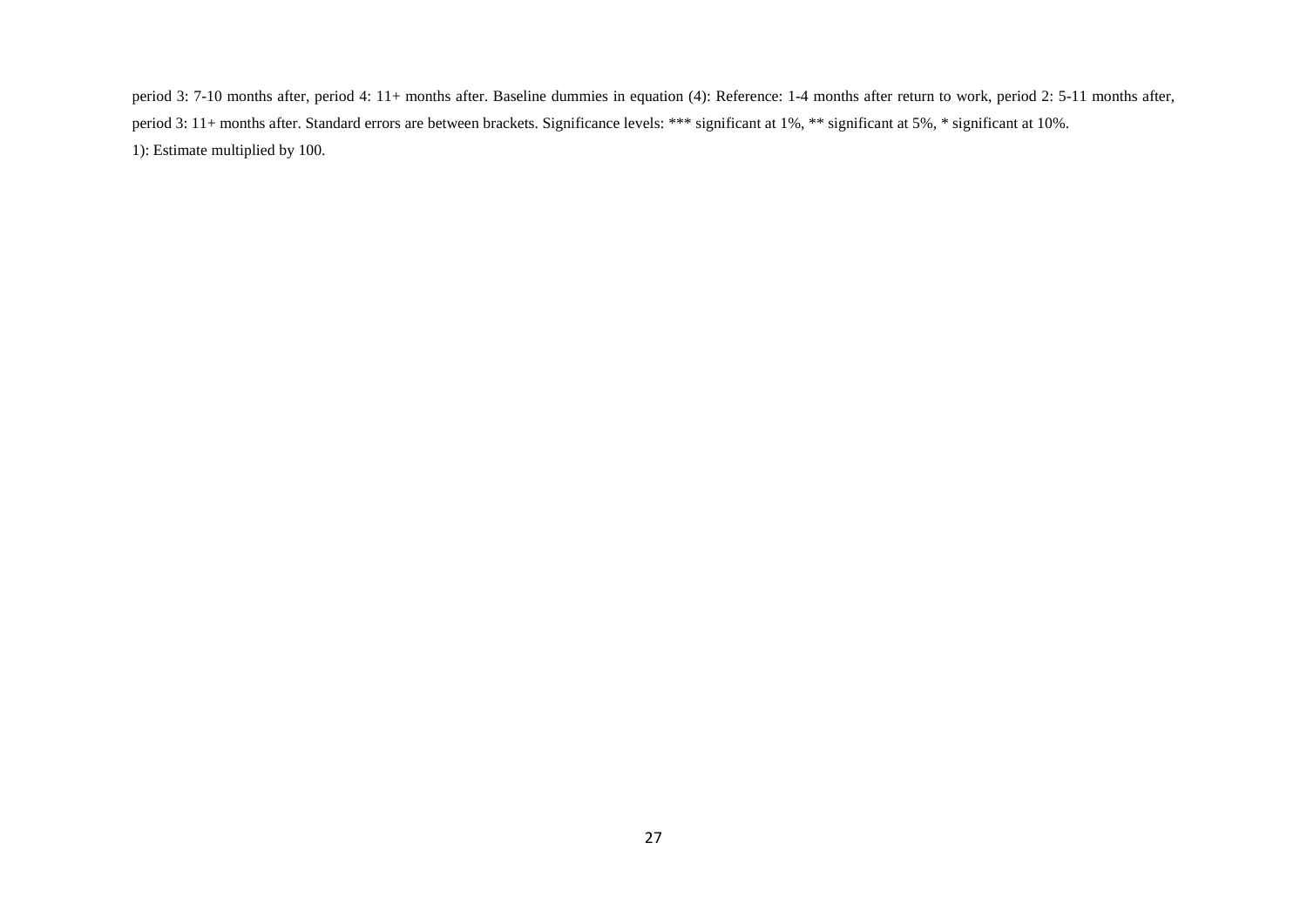period 3: 7-10 months after, period 4: 11+ months after. Baseline dummies in equation (4): Reference: 1-4 months after return to work, period 2: 5-11 months after, period 3: 11+ months after. Standard errors are between brackets. Significance levels: *** significant at 1%, ** significant at 5%, * significant at 10%.

1): Estimate multiplied by 100.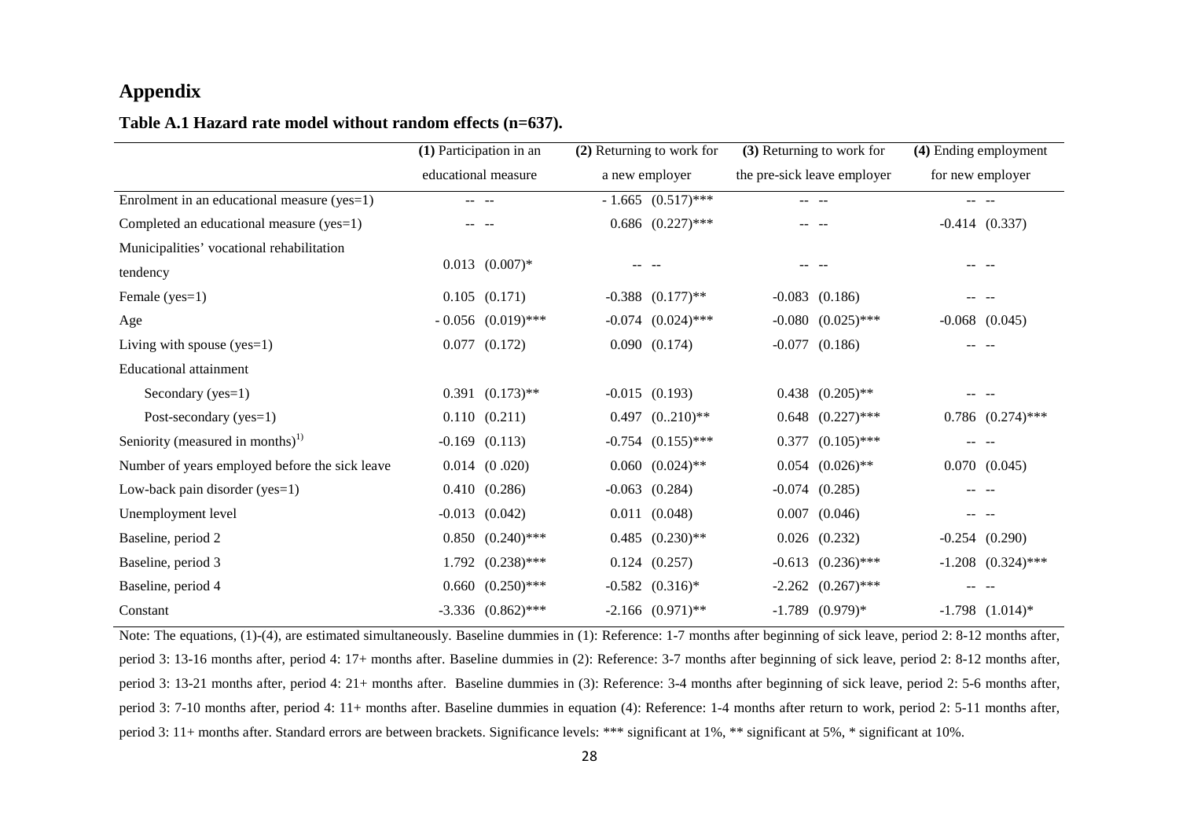## Appendix

**Table A.1 Hazard rate model without random effects (n=637).**

| | (1) Participation in an educational measure | | (2) Returning to work for a new employer | | (3) Returning to work for the pre-sick leave employer | | (4) Ending employment for new employer | |
|---|---|---|---|---|---|---|---|---|
| Enrolment in an educational measure (yes=1) | -- | -- | - 1.665 | (0.517)*** | -- | -- | -- | -- |
| Completed an educational measure (yes=1) | -- | -- | 0.686 | (0.227)*** | -- | -- | -0.414 | (0.337) |
| Municipalities' vocational rehabilitation tendency | 0.013 | (0.007)* | -- | -- | -- | -- | -- | -- |
| Female (yes=1) | 0.105 | (0.171) | -0.388 | (0.177)** | -0.083 | (0.186) | -- | -- |
| Age | - 0.056 | (0.019)*** | -0.074 | (0.024)*** | -0.080 | (0.025)*** | -0.068 | (0.045) |
| Living with spouse (yes=1) | 0.077 | (0.172) | 0.090 | (0.174) | -0.077 | (0.186) | -- | -- |
| Educational attainment | | | | | | | | |
| Secondary (yes=1) | 0.391 | (0.173)** | -0.015 | (0.193) | 0.438 | (0.205)** | -- | -- |
| Post-secondary (yes=1) | 0.110 | (0.211) | 0.497 | (0..210)** | 0.648 | (0.227)*** | 0.786 | (0.274)*** |
| Seniority (measured in months)[1)] | -0.169 | (0.113) | -0.754 | (0.155)*** | 0.377 | (0.105)*** | -- | -- |
| Number of years employed before the sick leave | 0.014 | (0 .020) | 0.060 | (0.024)** | 0.054 | (0.026)** | 0.070 | (0.045) |
| Low-back pain disorder (yes=1) | 0.410 | (0.286) | -0.063 | (0.284) | -0.074 | (0.285) | -- | -- |
| Unemployment level | -0.013 | (0.042) | 0.011 | (0.048) | 0.007 | (0.046) | -- | -- |
| Baseline, period 2 | 0.850 | (0.240)*** | 0.485 | (0.230)** | 0.026 | (0.232) | -0.254 | (0.290) |
| Baseline, period 3 | 1.792 | (0.238)*** | 0.124 | (0.257) | -0.613 | (0.236)*** | -1.208 | (0.324)*** |
| Baseline, period 4 | 0.660 | (0.250)*** | -0.582 | (0.316)* | -2.262 | (0.267)*** | -- | -- |
| Constant | -3.336 | (0.862)*** | -2.166 | (0.971)** | -1.789 | (0.979)* | -1.798 | (1.014)* |

Note: The equations, (1)-(4), are estimated simultaneously. Baseline dummies in (1): Reference: 1-7 months after beginning of sick leave, period 2: 8-12 months after, period 3: 13-16 months after, period 4: 17+ months after. Baseline dummies in (2): Reference: 3-7 months after beginning of sick leave, period 2: 8-12 months after, period 3: 13-21 months after, period 4: 21+ months after. Baseline dummies in (3): Reference: 3-4 months after beginning of sick leave, period 2: 5-6 months after, period 3: 7-10 months after, period 4: 11+ months after. Baseline dummies in equation (4): Reference: 1-4 months after return to work, period 2: 5-11 months after, period 3: 11+ months after. Standard errors are between brackets. Significance levels: *** significant at 1%, ** significant at 5%, * significant at 10%.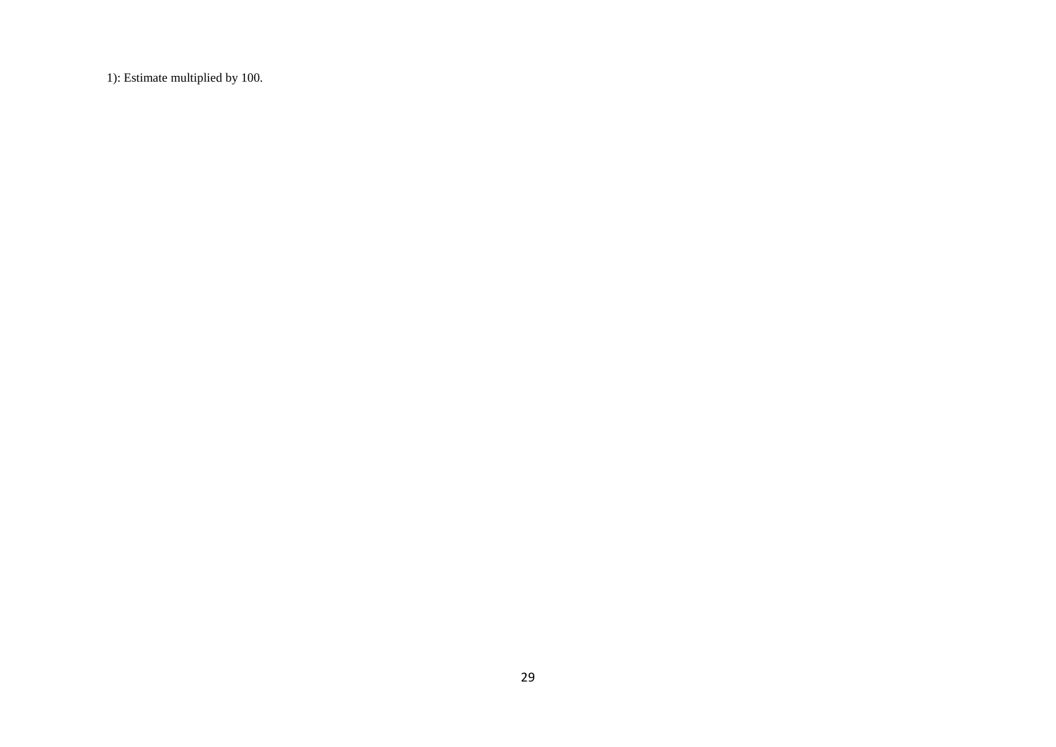1): Estimate multiplied by 100.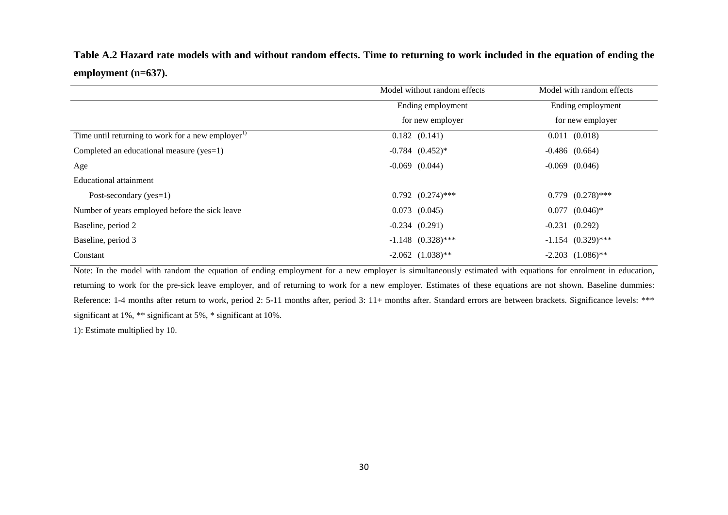**Table A.2 Hazard rate models with and without random effects. Time to returning to work included in the equation of ending the employment (n=637).**

| | Model without random effects | Model with random effects |
|---|---|---|
| | Ending employment for new employer | Ending employment for new employer |
| Time until returning to work for a new employer[1)] | 0.182 (0.141) | 0.011 (0.018) |
| Completed an educational measure (yes=1) | -0.784 (0.452)* | -0.486 (0.664) |
| Age | -0.069 (0.044) | -0.069 (0.046) |
| Educational attainment | | |
| Post-secondary (yes=1) | 0.792 (0.274)*** | 0.779 (0.278)*** |
| Number of years employed before the sick leave | 0.073 (0.045) | 0.077 (0.046)* |
| Baseline, period 2 | -0.234 (0.291) | -0.231 (0.292) |
| Baseline, period 3 | -1.148 (0.328)*** | -1.154 (0.329)*** |
| Constant | -2.062 (1.038)** | -2.203 (1.086)** |

Note: In the model with random the equation of ending employment for a new employer is simultaneously estimated with equations for enrolment in education, returning to work for the pre-sick leave employer, and of returning to work for a new employer. Estimates of these equations are not shown. Baseline dummies: Reference: 1-4 months after return to work, period 2: 5-11 months after, period 3: 11+ months after. Standard errors are between brackets. Significance levels: *** significant at 1%, ** significant at 5%, * significant at 10%.

1): Estimate multiplied by 10.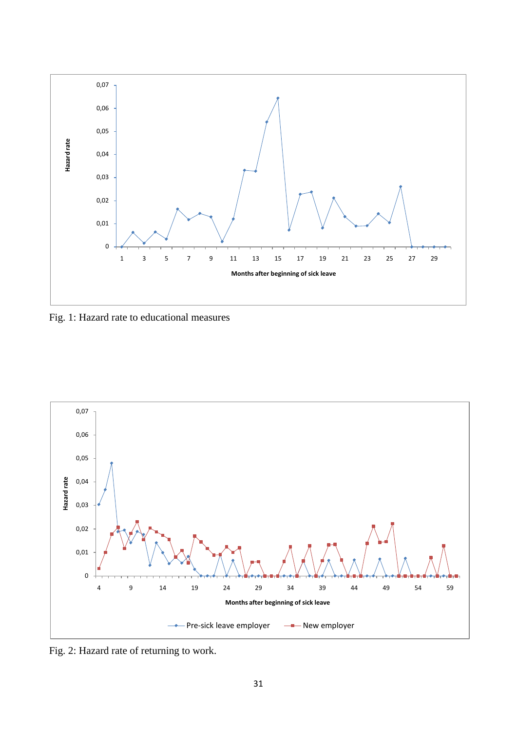Fig. 1: Hazard rate to educational measures

Fig. 2: Hazard rate of returning to work.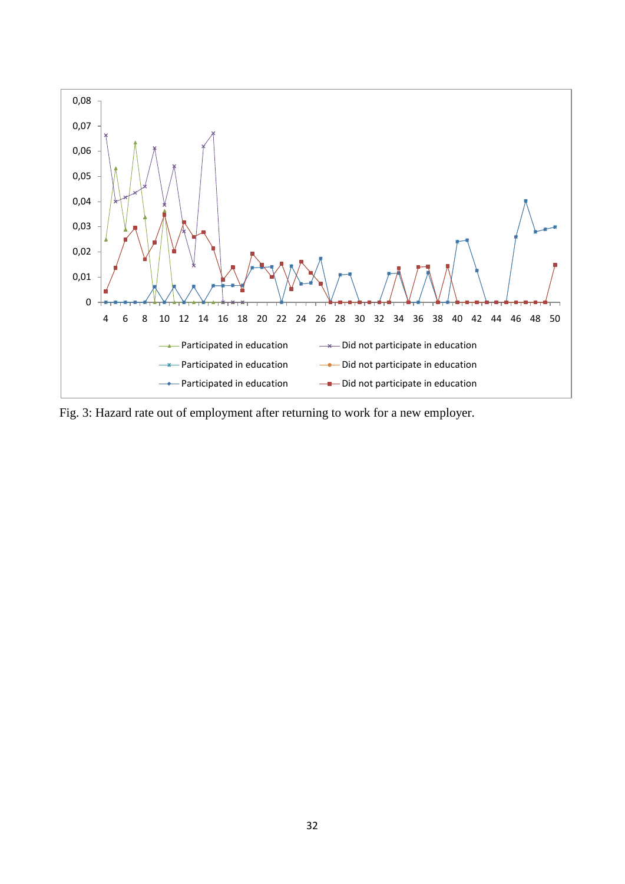0,08
0,07
0,06
0,05
0,04
0,03
0,02
0,01
0

4 6 8 10 12 14 16 18 20 22 24 26 28 30 32 34 36 38 40 42 44 46 48 50

Participated in education
Did not participate in education
Participated in education
Did not participate in education
Participated in education
Did not participate in education

Fig. 3: Hazard rate out of employment after returning to work for a new employer.